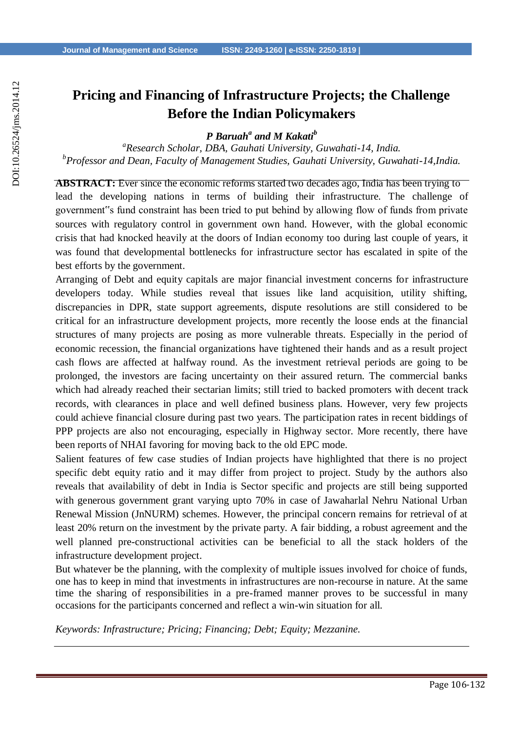# Pricing and Financing of Infrastructure Projects; the Challenge Before the Indian Policymakers

***P Baruah*[a] *and M Kakati*[b]**

[a]*Research Scholar, DBA, Gauhati University, Guwahati-14, India.*
[b]*Professor and Dean, Faculty of Management Studies, Gauhati University, Guwahati-14,India.*

**ABSTRACT:** Ever since the economic reforms started two decades ago, India has been trying to lead the developing nations in terms of building their infrastructure. The challenge of government"s fund constraint has been tried to put behind by allowing flow of funds from private sources with regulatory control in government own hand. However, with the global economic crisis that had knocked heavily at the doors of Indian economy too during last couple of years, it was found that developmental bottlenecks for infrastructure sector has escalated in spite of the best efforts by the government.

Arranging of Debt and equity capitals are major financial investment concerns for infrastructure developers today. While studies reveal that issues like land acquisition, utility shifting, discrepancies in DPR, state support agreements, dispute resolutions are still considered to be critical for an infrastructure development projects, more recently the loose ends at the financial structures of many projects are posing as more vulnerable threats. Especially in the period of economic recession, the financial organizations have tightened their hands and as a result project cash flows are affected at halfway round. As the investment retrieval periods are going to be prolonged, the investors are facing uncertainty on their assured return. The commercial banks which had already reached their sectarian limits; still tried to backed promoters with decent track records, with clearances in place and well defined business plans. However, very few projects could achieve financial closure during past two years. The participation rates in recent biddings of PPP projects are also not encouraging, especially in Highway sector. More recently, there have been reports of NHAI favoring for moving back to the old EPC mode.

Salient features of few case studies of Indian projects have highlighted that there is no project specific debt equity ratio and it may differ from project to project. Study by the authors also reveals that availability of debt in India is Sector specific and projects are still being supported with generous government grant varying upto 70% in case of Jawaharlal Nehru National Urban Renewal Mission (JnNURM) schemes. However, the principal concern remains for retrieval of at least 20% return on the investment by the private party. A fair bidding, a robust agreement and the well planned pre-constructional activities can be beneficial to all the stack holders of the infrastructure development project.

But whatever be the planning, with the complexity of multiple issues involved for choice of funds, one has to keep in mind that investments in infrastructures are non-recourse in nature. At the same time the sharing of responsibilities in a pre-framed manner proves to be successful in many occasions for the participants concerned and reflect a win-win situation for all.

*Keywords: Infrastructure; Pricing; Financing; Debt; Equity; Mezzanine.*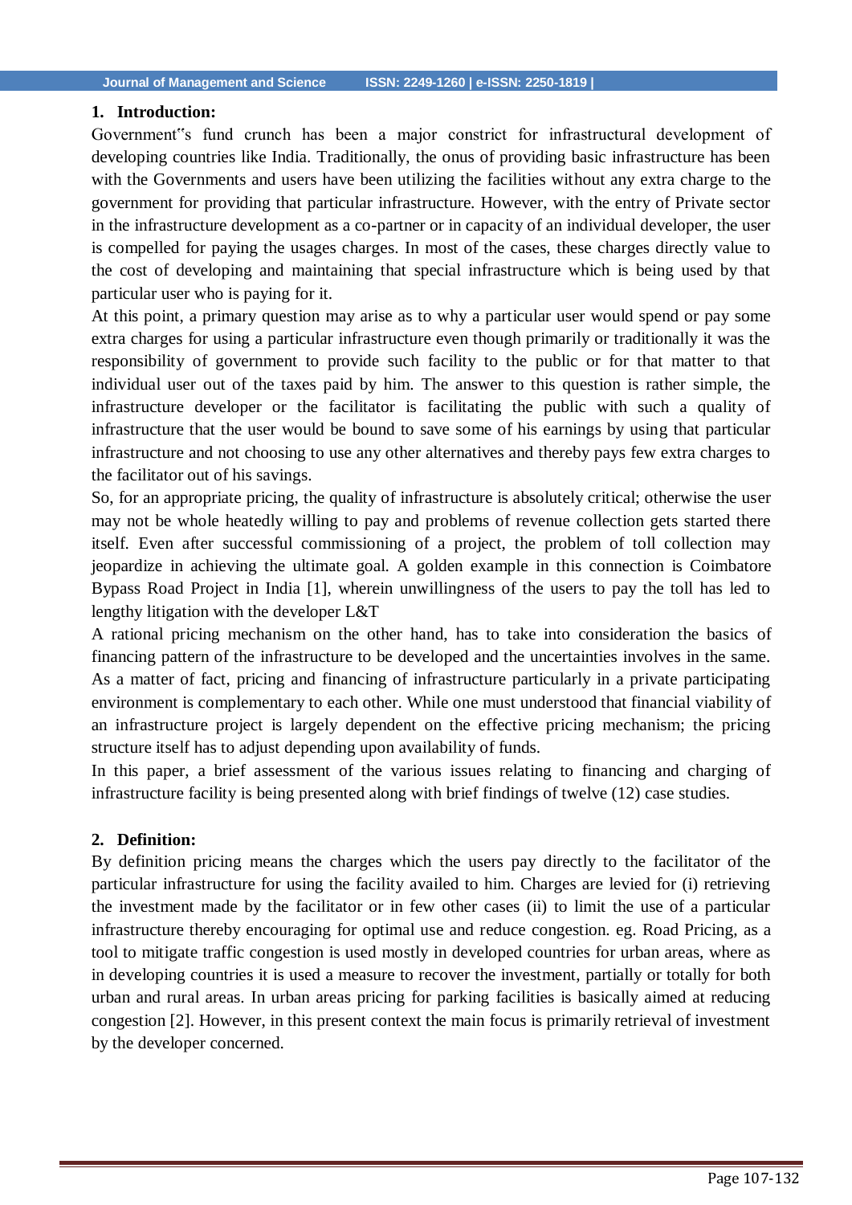## 1. Introduction:

Government‟s fund crunch has been a major constrict for infrastructural development of developing countries like India. Traditionally, the onus of providing basic infrastructure has been with the Governments and users have been utilizing the facilities without any extra charge to the government for providing that particular infrastructure. However, with the entry of Private sector in the infrastructure development as a co-partner or in capacity of an individual developer, the user is compelled for paying the usages charges. In most of the cases, these charges directly value to the cost of developing and maintaining that special infrastructure which is being used by that particular user who is paying for it.

At this point, a primary question may arise as to why a particular user would spend or pay some extra charges for using a particular infrastructure even though primarily or traditionally it was the responsibility of government to provide such facility to the public or for that matter to that individual user out of the taxes paid by him. The answer to this question is rather simple, the infrastructure developer or the facilitator is facilitating the public with such a quality of infrastructure that the user would be bound to save some of his earnings by using that particular infrastructure and not choosing to use any other alternatives and thereby pays few extra charges to the facilitator out of his savings.

So, for an appropriate pricing, the quality of infrastructure is absolutely critical; otherwise the user may not be whole heatedly willing to pay and problems of revenue collection gets started there itself. Even after successful commissioning of a project, the problem of toll collection may jeopardize in achieving the ultimate goal. A golden example in this connection is Coimbatore Bypass Road Project in India [1], wherein unwillingness of the users to pay the toll has led to lengthy litigation with the developer L&T

A rational pricing mechanism on the other hand, has to take into consideration the basics of financing pattern of the infrastructure to be developed and the uncertainties involves in the same. As a matter of fact, pricing and financing of infrastructure particularly in a private participating environment is complementary to each other. While one must understood that financial viability of an infrastructure project is largely dependent on the effective pricing mechanism; the pricing structure itself has to adjust depending upon availability of funds.

In this paper, a brief assessment of the various issues relating to financing and charging of infrastructure facility is being presented along with brief findings of twelve (12) case studies.

## 2. Definition:

By definition pricing means the charges which the users pay directly to the facilitator of the particular infrastructure for using the facility availed to him. Charges are levied for (i) retrieving the investment made by the facilitator or in few other cases (ii) to limit the use of a particular infrastructure thereby encouraging for optimal use and reduce congestion. eg. Road Pricing, as a tool to mitigate traffic congestion is used mostly in developed countries for urban areas, where as in developing countries it is used a measure to recover the investment, partially or totally for both urban and rural areas. In urban areas pricing for parking facilities is basically aimed at reducing congestion [2]. However, in this present context the main focus is primarily retrieval of investment by the developer concerned.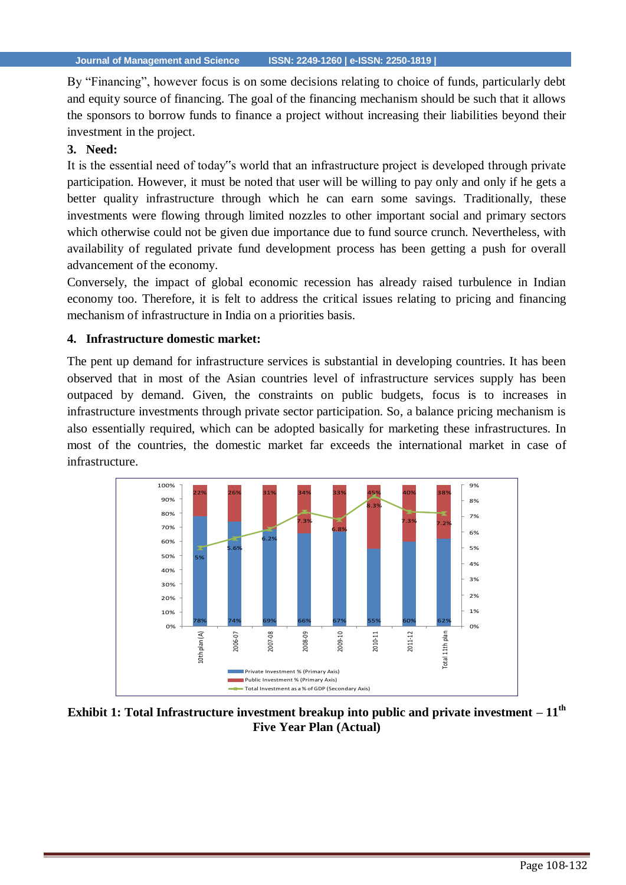By "Financing", however focus is on some decisions relating to choice of funds, particularly debt and equity source of financing. The goal of the financing mechanism should be such that it allows the sponsors to borrow funds to finance a project without increasing their liabilities beyond their investment in the project.

## 3. Need:

It is the essential need of today"s world that an infrastructure project is developed through private participation. However, it must be noted that user will be willing to pay only and only if he gets a better quality infrastructure through which he can earn some savings. Traditionally, these investments were flowing through limited nozzles to other important social and primary sectors which otherwise could not be given due importance due to fund source crunch. Nevertheless, with availability of regulated private fund development process has been getting a push for overall advancement of the economy.

Conversely, the impact of global economic recession has already raised turbulence in Indian economy too. Therefore, it is felt to address the critical issues relating to pricing and financing mechanism of infrastructure in India on a priorities basis.

## 4. Infrastructure domestic market:

The pent up demand for infrastructure services is substantial in developing countries. It has been observed that in most of the Asian countries level of infrastructure services supply has been outpaced by demand. Given, the constraints on public budgets, focus is to increases in infrastructure investments through private sector participation. So, a balance pricing mechanism is also essentially required, which can be adopted basically for marketing these infrastructures. In most of the countries, the domestic market far exceeds the international market in case of infrastructure.

| Period | Private Investment % (Primary Axis) | Public Investment % (Primary Axis) | Total Investment as a % of GDP (Secondary Axis) |
|---|---|---|---|
| 10th plan (A) | 78% | 22% | 5% |
| 2006-07 | 74% | 26% | 5.6% |
| 2007-08 | 69% | 31% | 6.2% |
| 2008-09 | 66% | 34% | 7.3% |
| 2009-10 | 67% | 33% | 6.8% |
| 2010-11 | 55% | 45% | 8.3% |
| 2011-12 | 60% | 40% | 7.3% |
| Total 11th plan | 62% | 38% | 7.2% |

**Exhibit 1: Total Infrastructure investment breakup into public and private investment – 11th Five Year Plan (Actual)**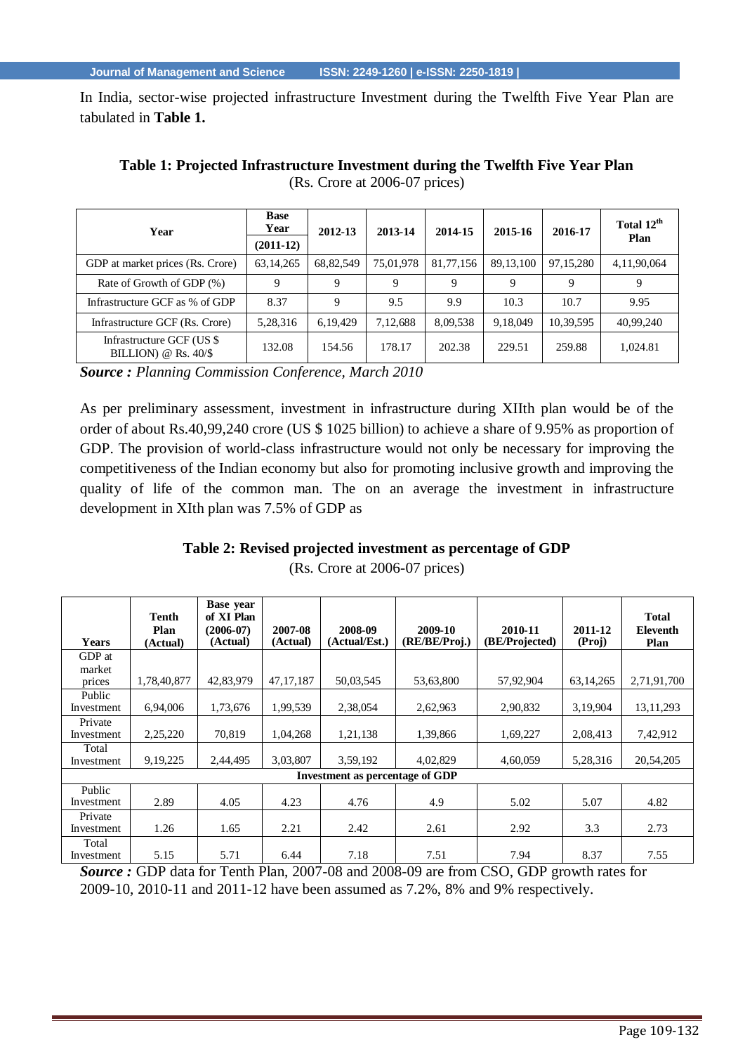In India, sector-wise projected infrastructure Investment during the Twelfth Five Year Plan are tabulated in **Table 1.**

**Table 1: Projected Infrastructure Investment during the Twelfth Five Year Plan**
(Rs. Crore at 2006-07 prices)

| Year | Base Year (2011-12) | 2012-13 | 2013-14 | 2014-15 | 2015-16 | 2016-17 | Total 12th Plan |
|---|---|---|---|---|---|---|---|
| GDP at market prices (Rs. Crore) | 63,14,265 | 68,82,549 | 75,01,978 | 81,77,156 | 89,13,100 | 97,15,280 | 4,11,90,064 |
| Rate of Growth of GDP (%) | 9 | 9 | 9 | 9 | 9 | 9 | 9 |
| Infrastructure GCF as % of GDP | 8.37 | 9 | 9.5 | 9.9 | 10.3 | 10.7 | 9.95 |
| Infrastructure GCF (Rs. Crore) | 5,28,316 | 6,19,429 | 7,12,688 | 8,09,538 | 9,18,049 | 10,39,595 | 40,99,240 |
| Infrastructure GCF (US $ BILLION) @ Rs. 40/$ | 132.08 | 154.56 | 178.17 | 202.38 | 229.51 | 259.88 | 1,024.81 |

***Source :*** *Planning Commission Conference, March 2010*

As per preliminary assessment, investment in infrastructure during XIIth plan would be of the order of about Rs.40,99,240 crore (US $ 1025 billion) to achieve a share of 9.95% as proportion of GDP. The provision of world-class infrastructure would not only be necessary for improving the competitiveness of the Indian economy but also for promoting inclusive growth and improving the quality of life of the common man. The on an average the investment in infrastructure development in XIth plan was 7.5% of GDP as

**Table 2: Revised projected investment as percentage of GDP**
(Rs. Crore at 2006-07 prices)

| Years | Tenth Plan (Actual) | Base year of XI Plan (2006-07) (Actual) | 2007-08 (Actual) | 2008-09 (Actual/Est.) | 2009-10 (RE/BE/Proj.) | 2010-11 (BE/Projected) | 2011-12 (Proj) | Total Eleventh Plan |
|---|---|---|---|---|---|---|---|---|
| GDP at market prices | 1,78,40,877 | 42,83,979 | 47,17,187 | 50,03,545 | 53,63,800 | 57,92,904 | 63,14,265 | 2,71,91,700 |
| Public Investment | 6,94,006 | 1,73,676 | 1,99,539 | 2,38,054 | 2,62,963 | 2,90,832 | 3,19,904 | 13,11,293 |
| Private Investment | 2,25,220 | 70,819 | 1,04,268 | 1,21,138 | 1,39,866 | 1,69,227 | 2,08,413 | 7,42,912 |
| Total Investment | 9,19,225 | 2,44,495 | 3,03,807 | 3,59,192 | 4,02,829 | 4,60,059 | 5,28,316 | 20,54,205 |
| **Investment as percentage of GDP** | | | | | | | | |
| Public Investment | 2.89 | 4.05 | 4.23 | 4.76 | 4.9 | 5.02 | 5.07 | 4.82 |
| Private Investment | 1.26 | 1.65 | 2.21 | 2.42 | 2.61 | 2.92 | 3.3 | 2.73 |
| Total Investment | 5.15 | 5.71 | 6.44 | 7.18 | 7.51 | 7.94 | 8.37 | 7.55 |

***Source :*** GDP data for Tenth Plan, 2007-08 and 2008-09 are from CSO, GDP growth rates for 2009-10, 2010-11 and 2011-12 have been assumed as 7.2%, 8% and 9% respectively.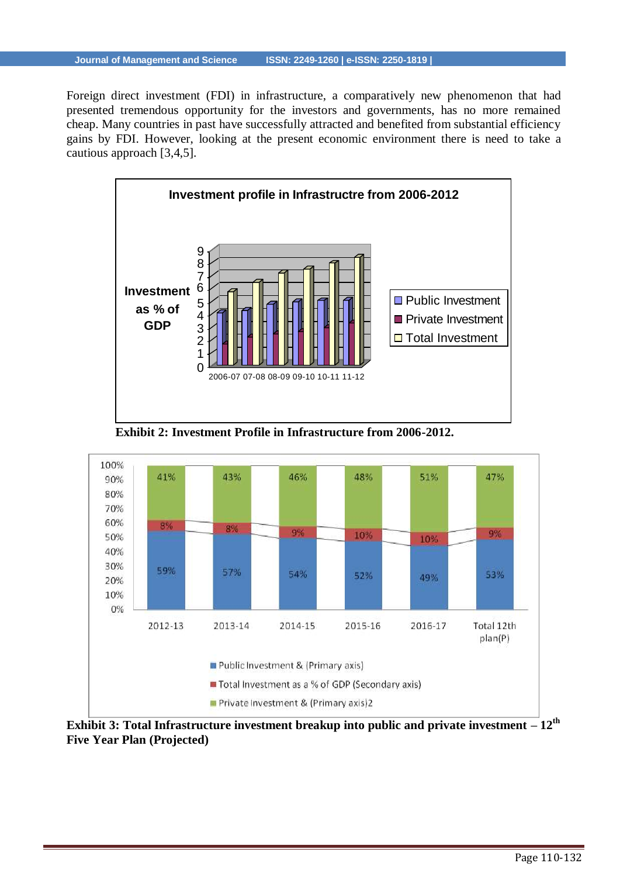Foreign direct investment (FDI) in infrastructure, a comparatively new phenomenon that had presented tremendous opportunity for the investors and governments, has no more remained cheap. Many countries in past have successfully attracted and benefited from substantial efficiency gains by FDI. However, looking at the present economic environment there is need to take a cautious approach [3,4,5].

**Exhibit 2: Investment Profile in Infrastructure from 2006-2012.**

**Exhibit 3: Total Infrastructure investment breakup into public and private investment – 12th Five Year Plan (Projected)**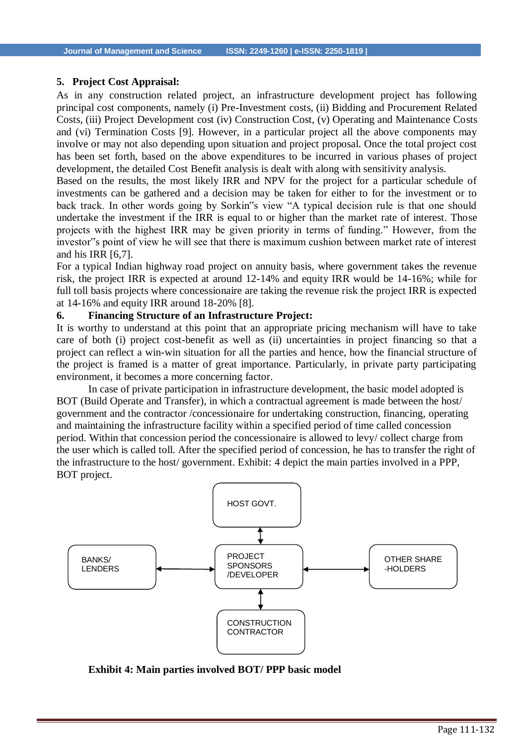## 5. Project Cost Appraisal:

As in any construction related project, an infrastructure development project has following principal cost components, namely (i) Pre-Investment costs, (ii) Bidding and Procurement Related Costs, (iii) Project Development cost (iv) Construction Cost, (v) Operating and Maintenance Costs and (vi) Termination Costs [9]. However, in a particular project all the above components may involve or may not also depending upon situation and project proposal. Once the total project cost has been set forth, based on the above expenditures to be incurred in various phases of project development, the detailed Cost Benefit analysis is dealt with along with sensitivity analysis.

Based on the results, the most likely IRR and NPV for the project for a particular schedule of investments can be gathered and a decision may be taken for either to for the investment or to back track. In other words going by Sorkin"s view "A typical decision rule is that one should undertake the investment if the IRR is equal to or higher than the market rate of interest. Those projects with the highest IRR may be given priority in terms of funding." However, from the investor"s point of view he will see that there is maximum cushion between market rate of interest and his IRR [6,7].

For a typical Indian highway road project on annuity basis, where government takes the revenue risk, the project IRR is expected at around 12-14% and equity IRR would be 14-16%; while for full toll basis projects where concessionaire are taking the revenue risk the project IRR is expected at 14-16% and equity IRR around 18-20% [8].

## 6. Financing Structure of an Infrastructure Project:

It is worthy to understand at this point that an appropriate pricing mechanism will have to take care of both (i) project cost-benefit as well as (ii) uncertainties in project financing so that a project can reflect a win-win situation for all the parties and hence, how the financial structure of the project is framed is a matter of great importance. Particularly, in private party participating environment, it becomes a more concerning factor.

In case of private participation in infrastructure development, the basic model adopted is BOT (Build Operate and Transfer), in which a contractual agreement is made between the host/ government and the contractor /concessionaire for undertaking construction, financing, operating and maintaining the infrastructure facility within a specified period of time called concession period. Within that concession period the concessionaire is allowed to levy/ collect charge from the user which is called toll. After the specified period of concession, he has to transfer the right of the infrastructure to the host/ government. Exhibit: 4 depict the main parties involved in a PPP, BOT project.

HOST GOVT.

BANKS/ LENDERS

PROJECT SPONSORS /DEVELOPER

OTHER SHARE -HOLDERS

CONSTRUCTION CONTRACTOR

**Exhibit 4: Main parties involved BOT/ PPP basic model**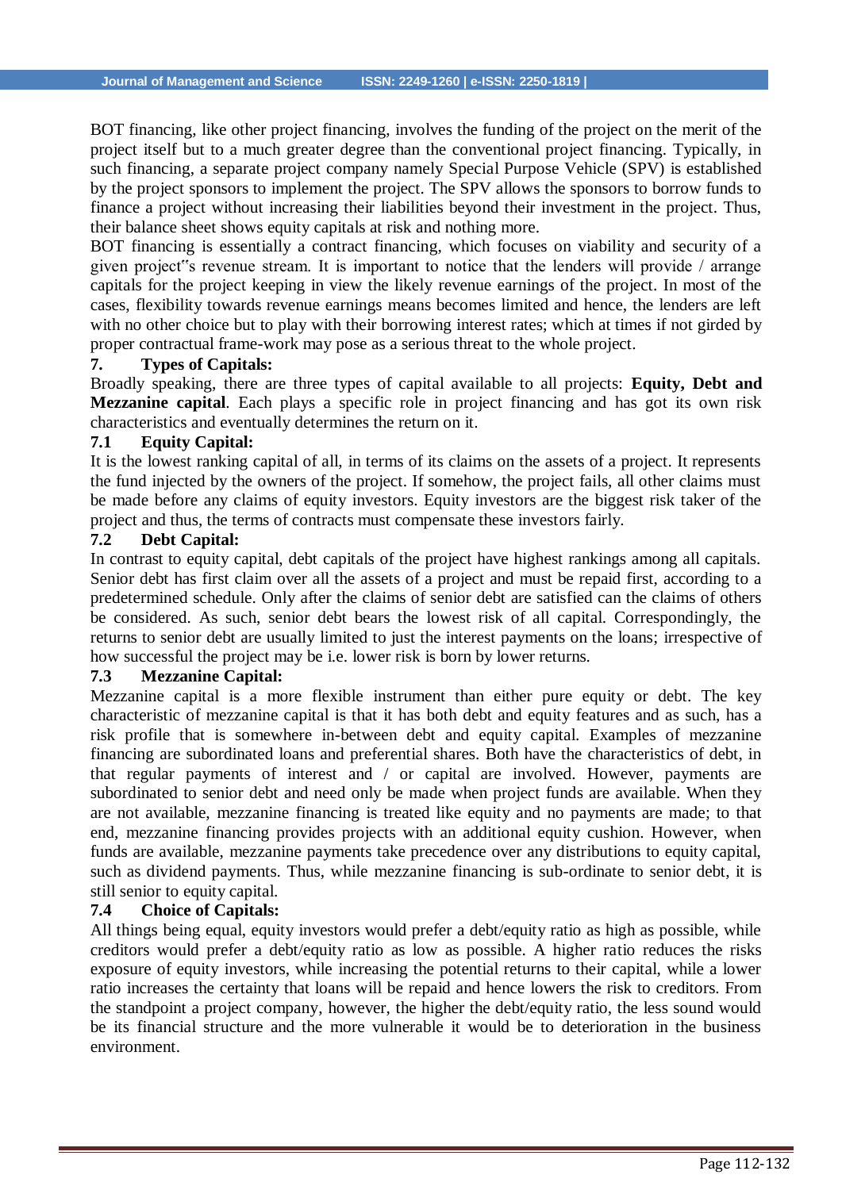BOT financing, like other project financing, involves the funding of the project on the merit of the project itself but to a much greater degree than the conventional project financing. Typically, in such financing, a separate project company namely Special Purpose Vehicle (SPV) is established by the project sponsors to implement the project. The SPV allows the sponsors to borrow funds to finance a project without increasing their liabilities beyond their investment in the project. Thus, their balance sheet shows equity capitals at risk and nothing more.

BOT financing is essentially a contract financing, which focuses on viability and security of a given project‟s revenue stream. It is important to notice that the lenders will provide / arrange capitals for the project keeping in view the likely revenue earnings of the project. In most of the cases, flexibility towards revenue earnings means becomes limited and hence, the lenders are left with no other choice but to play with their borrowing interest rates; which at times if not girded by proper contractual frame-work may pose as a serious threat to the whole project.

## 7. Types of Capitals:

Broadly speaking, there are three types of capital available to all projects: **Equity, Debt and Mezzanine capital**. Each plays a specific role in project financing and has got its own risk characteristics and eventually determines the return on it.

### 7.1 Equity Capital:

It is the lowest ranking capital of all, in terms of its claims on the assets of a project. It represents the fund injected by the owners of the project. If somehow, the project fails, all other claims must be made before any claims of equity investors. Equity investors are the biggest risk taker of the project and thus, the terms of contracts must compensate these investors fairly.

### 7.2 Debt Capital:

In contrast to equity capital, debt capitals of the project have highest rankings among all capitals. Senior debt has first claim over all the assets of a project and must be repaid first, according to a predetermined schedule. Only after the claims of senior debt are satisfied can the claims of others be considered. As such, senior debt bears the lowest risk of all capital. Correspondingly, the returns to senior debt are usually limited to just the interest payments on the loans; irrespective of how successful the project may be i.e. lower risk is born by lower returns.

### 7.3 Mezzanine Capital:

Mezzanine capital is a more flexible instrument than either pure equity or debt. The key characteristic of mezzanine capital is that it has both debt and equity features and as such, has a risk profile that is somewhere in-between debt and equity capital. Examples of mezzanine financing are subordinated loans and preferential shares. Both have the characteristics of debt, in that regular payments of interest and / or capital are involved. However, payments are subordinated to senior debt and need only be made when project funds are available. When they are not available, mezzanine financing is treated like equity and no payments are made; to that end, mezzanine financing provides projects with an additional equity cushion. However, when funds are available, mezzanine payments take precedence over any distributions to equity capital, such as dividend payments. Thus, while mezzanine financing is sub-ordinate to senior debt, it is still senior to equity capital.

### 7.4 Choice of Capitals:

All things being equal, equity investors would prefer a debt/equity ratio as high as possible, while creditors would prefer a debt/equity ratio as low as possible. A higher ratio reduces the risks exposure of equity investors, while increasing the potential returns to their capital, while a lower ratio increases the certainty that loans will be repaid and hence lowers the risk to creditors. From the standpoint a project company, however, the higher the debt/equity ratio, the less sound would be its financial structure and the more vulnerable it would be to deterioration in the business environment.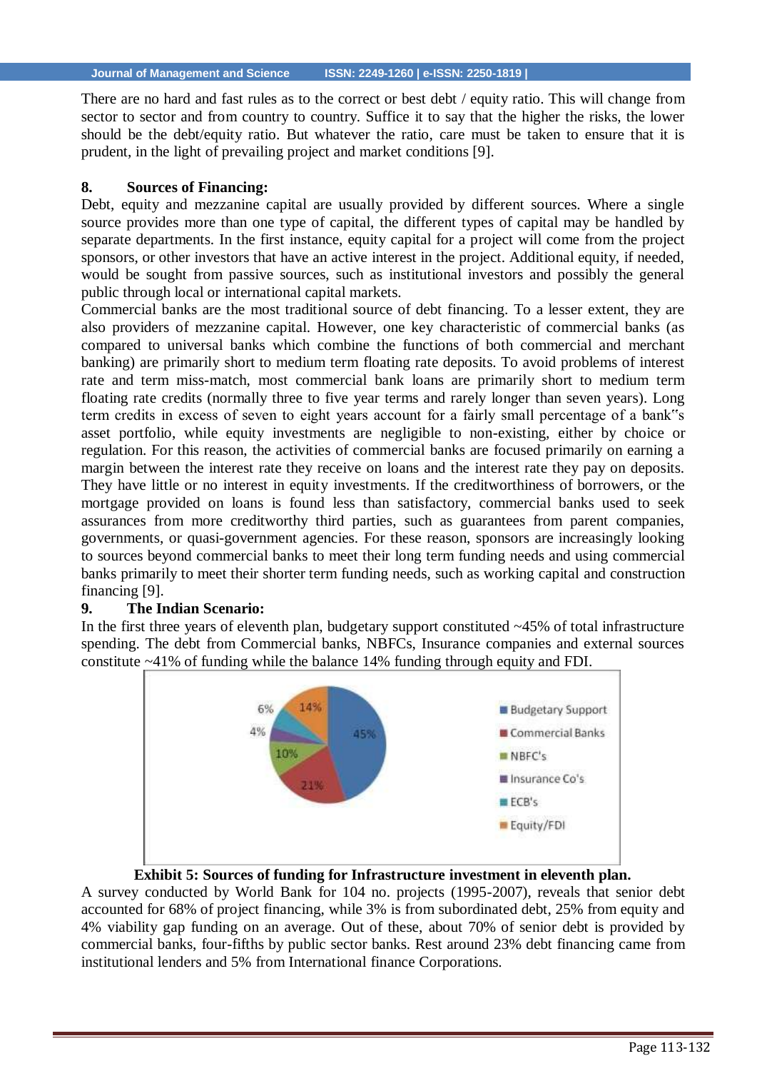There are no hard and fast rules as to the correct or best debt / equity ratio. This will change from sector to sector and from country to country. Suffice it to say that the higher the risks, the lower should be the debt/equity ratio. But whatever the ratio, care must be taken to ensure that it is prudent, in the light of prevailing project and market conditions [9].

## 8. Sources of Financing:

Debt, equity and mezzanine capital are usually provided by different sources. Where a single source provides more than one type of capital, the different types of capital may be handled by separate departments. In the first instance, equity capital for a project will come from the project sponsors, or other investors that have an active interest in the project. Additional equity, if needed, would be sought from passive sources, such as institutional investors and possibly the general public through local or international capital markets.

Commercial banks are the most traditional source of debt financing. To a lesser extent, they are also providers of mezzanine capital. However, one key characteristic of commercial banks (as compared to universal banks which combine the functions of both commercial and merchant banking) are primarily short to medium term floating rate deposits. To avoid problems of interest rate and term miss-match, most commercial bank loans are primarily short to medium term floating rate credits (normally three to five year terms and rarely longer than seven years). Long term credits in excess of seven to eight years account for a fairly small percentage of a bank"s asset portfolio, while equity investments are negligible to non-existing, either by choice or regulation. For this reason, the activities of commercial banks are focused primarily on earning a margin between the interest rate they receive on loans and the interest rate they pay on deposits. They have little or no interest in equity investments. If the creditworthiness of borrowers, or the mortgage provided on loans is found less than satisfactory, commercial banks used to seek assurances from more creditworthy third parties, such as guarantees from parent companies, governments, or quasi-government agencies. For these reason, sponsors are increasingly looking to sources beyond commercial banks to meet their long term funding needs and using commercial banks primarily to meet their shorter term funding needs, such as working capital and construction financing [9].

## 9. The Indian Scenario:

In the first three years of eleventh plan, budgetary support constituted ~45% of total infrastructure spending. The debt from Commercial banks, NBFCs, Insurance companies and external sources constitute ~41% of funding while the balance 14% funding through equity and FDI.

| Source | Share |
|---|---|
| Budgetary Support | 45% |
| Commercial Banks | 21% |
| NBFC's | 10% |
| Insurance Co's | 4% |
| ECB's | 6% |
| Equity/FDI | 14% |

**Exhibit 5: Sources of funding for Infrastructure investment in eleventh plan.**

A survey conducted by World Bank for 104 no. projects (1995-2007), reveals that senior debt accounted for 68% of project financing, while 3% is from subordinated debt, 25% from equity and 4% viability gap funding on an average. Out of these, about 70% of senior debt is provided by commercial banks, four-fifths by public sector banks. Rest around 23% debt financing came from institutional lenders and 5% from International finance Corporations.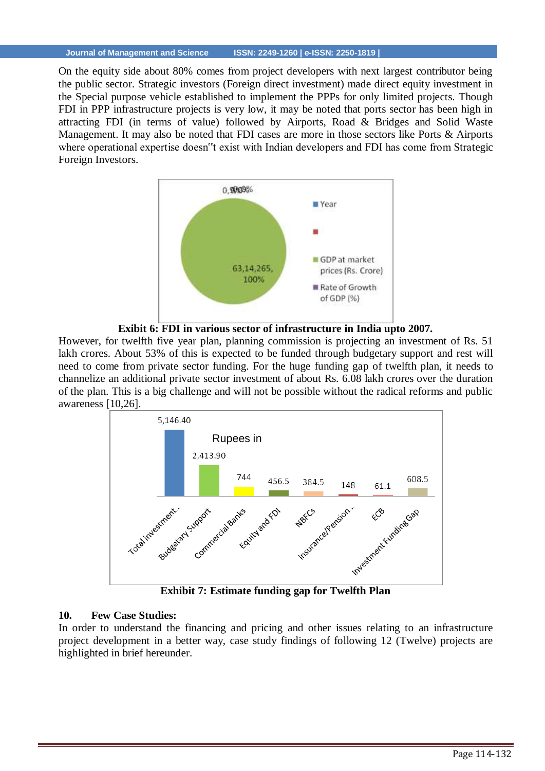On the equity side about 80% comes from project developers with next largest contributor being the public sector. Strategic investors (Foreign direct investment) made direct equity investment in the Special purpose vehicle established to implement the PPPs for only limited projects. Though FDI in PPP infrastructure projects is very low, it may be noted that ports sector has been high in attracting FDI (in terms of value) followed by Airports, Road & Bridges and Solid Waste Management. It may also be noted that FDI cases are more in those sectors like Ports & Airports where operational expertise doesn"t exist with Indian developers and FDI has come from Strategic Foreign Investors.

**Exibit 6: FDI in various sector of infrastructure in India upto 2007.**

However, for twelfth five year plan, planning commission is projecting an investment of Rs. 51 lakh crores. About 53% of this is expected to be funded through budgetary support and rest will need to come from private sector funding. For the huge funding gap of twelfth plan, it needs to channelize an additional private sector investment of about Rs. 6.08 lakh crores over the duration of the plan. This is a big challenge and will not be possible without the radical reforms and public awareness [10,26].

**Exhibit 7: Estimate funding gap for Twelfth Plan**

## 10. Few Case Studies:

In order to understand the financing and pricing and other issues relating to an infrastructure project development in a better way, case study findings of following 12 (Twelve) projects are highlighted in brief hereunder.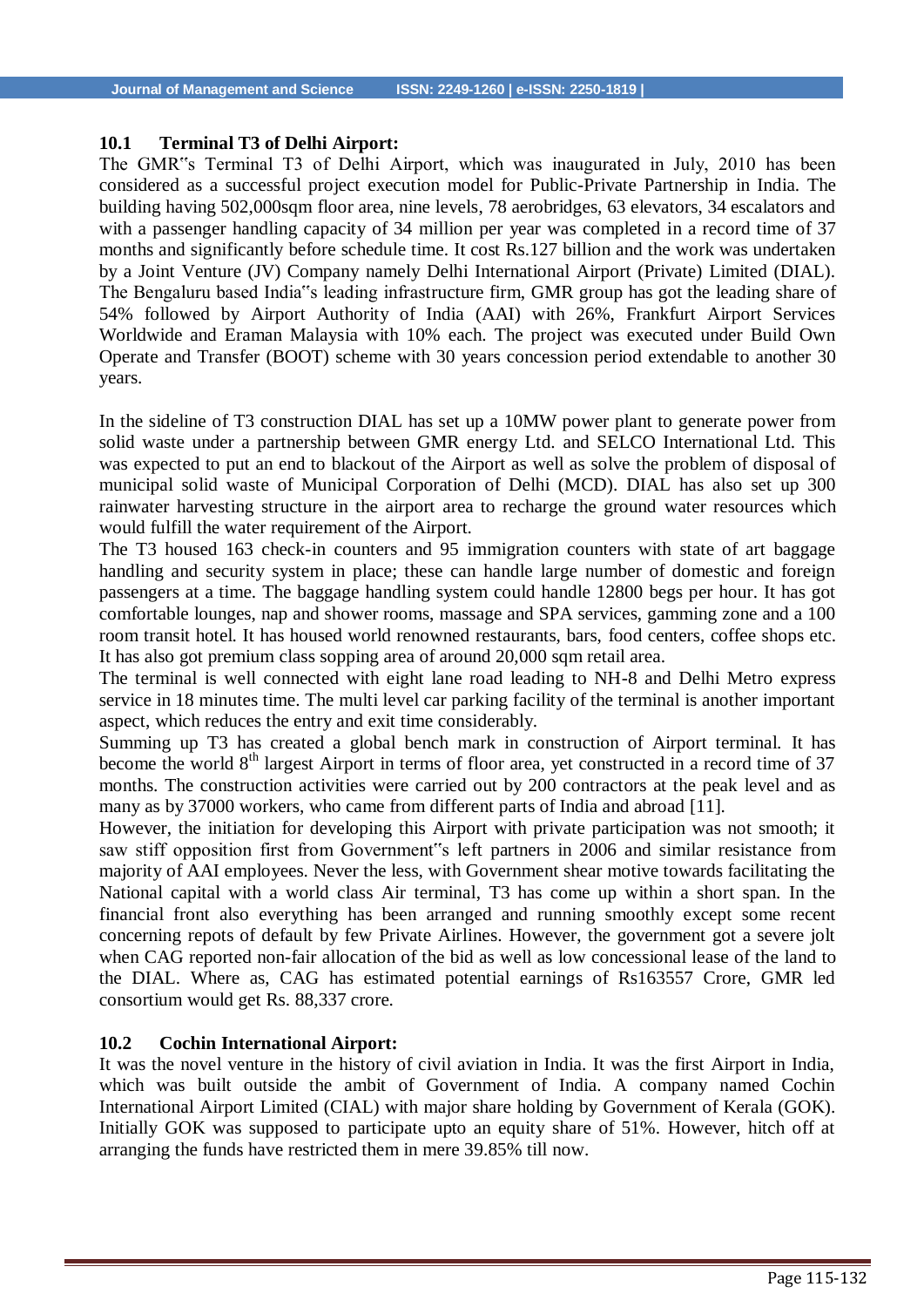### 10.1 Terminal T3 of Delhi Airport:

The GMR‟s Terminal T3 of Delhi Airport, which was inaugurated in July, 2010 has been considered as a successful project execution model for Public-Private Partnership in India. The building having 502,000sqm floor area, nine levels, 78 aerobridges, 63 elevators, 34 escalators and with a passenger handling capacity of 34 million per year was completed in a record time of 37 months and significantly before schedule time. It cost Rs.127 billion and the work was undertaken by a Joint Venture (JV) Company namely Delhi International Airport (Private) Limited (DIAL). The Bengaluru based India‟s leading infrastructure firm, GMR group has got the leading share of 54% followed by Airport Authority of India (AAI) with 26%, Frankfurt Airport Services Worldwide and Eraman Malaysia with 10% each. The project was executed under Build Own Operate and Transfer (BOOT) scheme with 30 years concession period extendable to another 30 years.

In the sideline of T3 construction DIAL has set up a 10MW power plant to generate power from solid waste under a partnership between GMR energy Ltd. and SELCO International Ltd. This was expected to put an end to blackout of the Airport as well as solve the problem of disposal of municipal solid waste of Municipal Corporation of Delhi (MCD). DIAL has also set up 300 rainwater harvesting structure in the airport area to recharge the ground water resources which would fulfill the water requirement of the Airport.

The T3 housed 163 check-in counters and 95 immigration counters with state of art baggage handling and security system in place; these can handle large number of domestic and foreign passengers at a time. The baggage handling system could handle 12800 begs per hour. It has got comfortable lounges, nap and shower rooms, massage and SPA services, gamming zone and a 100 room transit hotel. It has housed world renowned restaurants, bars, food centers, coffee shops etc. It has also got premium class sopping area of around 20,000 sqm retail area.

The terminal is well connected with eight lane road leading to NH-8 and Delhi Metro express service in 18 minutes time. The multi level car parking facility of the terminal is another important aspect, which reduces the entry and exit time considerably.

Summing up T3 has created a global bench mark in construction of Airport terminal. It has become the world 8th largest Airport in terms of floor area, yet constructed in a record time of 37 months. The construction activities were carried out by 200 contractors at the peak level and as many as by 37000 workers, who came from different parts of India and abroad [11].

However, the initiation for developing this Airport with private participation was not smooth; it saw stiff opposition first from Government‟s left partners in 2006 and similar resistance from majority of AAI employees. Never the less, with Government shear motive towards facilitating the National capital with a world class Air terminal, T3 has come up within a short span. In the financial front also everything has been arranged and running smoothly except some recent concerning repots of default by few Private Airlines. However, the government got a severe jolt when CAG reported non-fair allocation of the bid as well as low concessional lease of the land to the DIAL. Where as, CAG has estimated potential earnings of Rs163557 Crore, GMR led consortium would get Rs. 88,337 crore.

### 10.2 Cochin International Airport:

It was the novel venture in the history of civil aviation in India. It was the first Airport in India, which was built outside the ambit of Government of India. A company named Cochin International Airport Limited (CIAL) with major share holding by Government of Kerala (GOK). Initially GOK was supposed to participate upto an equity share of 51%. However, hitch off at arranging the funds have restricted them in mere 39.85% till now.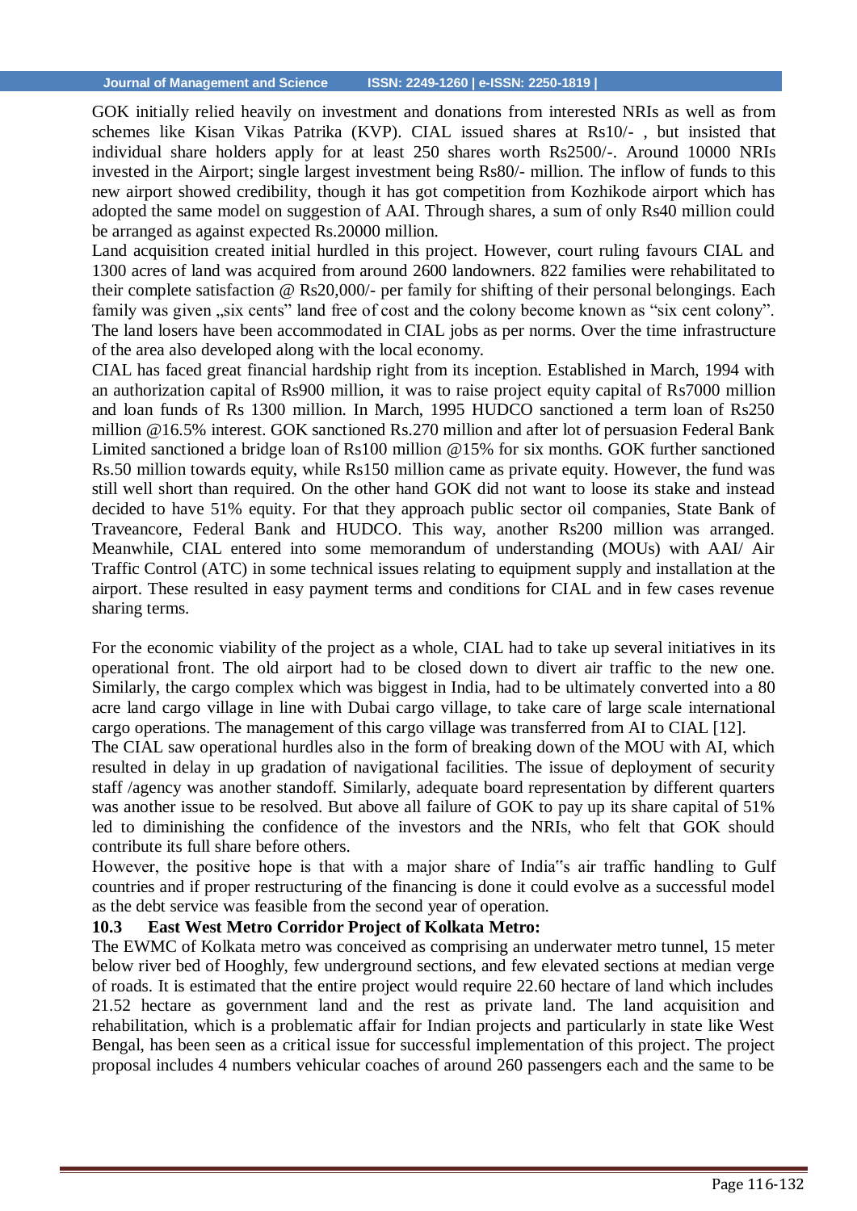GOK initially relied heavily on investment and donations from interested NRIs as well as from schemes like Kisan Vikas Patrika (KVP). CIAL issued shares at Rs10/- , but insisted that individual share holders apply for at least 250 shares worth Rs2500/-. Around 10000 NRIs invested in the Airport; single largest investment being Rs80/- million. The inflow of funds to this new airport showed credibility, though it has got competition from Kozhikode airport which has adopted the same model on suggestion of AAI. Through shares, a sum of only Rs40 million could be arranged as against expected Rs.20000 million.

Land acquisition created initial hurdled in this project. However, court ruling favours CIAL and 1300 acres of land was acquired from around 2600 landowners. 822 families were rehabilitated to their complete satisfaction @ Rs20,000/- per family for shifting of their personal belongings. Each family was given „six cents" land free of cost and the colony become known as "six cent colony". The land losers have been accommodated in CIAL jobs as per norms. Over the time infrastructure of the area also developed along with the local economy.

CIAL has faced great financial hardship right from its inception. Established in March, 1994 with an authorization capital of Rs900 million, it was to raise project equity capital of Rs7000 million and loan funds of Rs 1300 million. In March, 1995 HUDCO sanctioned a term loan of Rs250 million @16.5% interest. GOK sanctioned Rs.270 million and after lot of persuasion Federal Bank Limited sanctioned a bridge loan of Rs100 million @15% for six months. GOK further sanctioned Rs.50 million towards equity, while Rs150 million came as private equity. However, the fund was still well short than required. On the other hand GOK did not want to loose its stake and instead decided to have 51% equity. For that they approach public sector oil companies, State Bank of Traveancore, Federal Bank and HUDCO. This way, another Rs200 million was arranged. Meanwhile, CIAL entered into some memorandum of understanding (MOUs) with AAI/ Air Traffic Control (ATC) in some technical issues relating to equipment supply and installation at the airport. These resulted in easy payment terms and conditions for CIAL and in few cases revenue sharing terms.

For the economic viability of the project as a whole, CIAL had to take up several initiatives in its operational front. The old airport had to be closed down to divert air traffic to the new one. Similarly, the cargo complex which was biggest in India, had to be ultimately converted into a 80 acre land cargo village in line with Dubai cargo village, to take care of large scale international cargo operations. The management of this cargo village was transferred from AI to CIAL [12].

The CIAL saw operational hurdles also in the form of breaking down of the MOU with AI, which resulted in delay in up gradation of navigational facilities. The issue of deployment of security staff /agency was another standoff. Similarly, adequate board representation by different quarters was another issue to be resolved. But above all failure of GOK to pay up its share capital of 51% led to diminishing the confidence of the investors and the NRIs, who felt that GOK should contribute its full share before others.

However, the positive hope is that with a major share of India"s air traffic handling to Gulf countries and if proper restructuring of the financing is done it could evolve as a successful model as the debt service was feasible from the second year of operation.

### 10.3 East West Metro Corridor Project of Kolkata Metro:

The EWMC of Kolkata metro was conceived as comprising an underwater metro tunnel, 15 meter below river bed of Hooghly, few underground sections, and few elevated sections at median verge of roads. It is estimated that the entire project would require 22.60 hectare of land which includes 21.52 hectare as government land and the rest as private land. The land acquisition and rehabilitation, which is a problematic affair for Indian projects and particularly in state like West Bengal, has been seen as a critical issue for successful implementation of this project. The project proposal includes 4 numbers vehicular coaches of around 260 passengers each and the same to be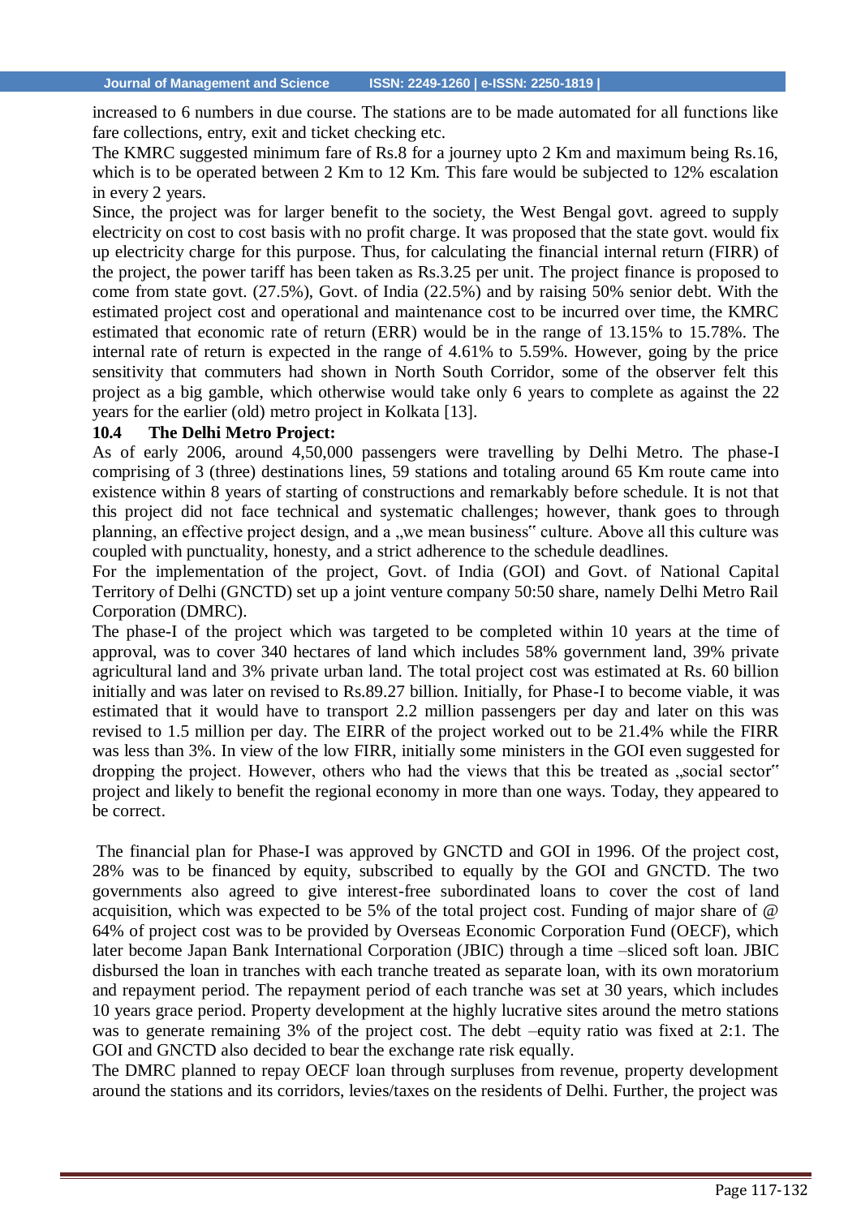increased to 6 numbers in due course. The stations are to be made automated for all functions like fare collections, entry, exit and ticket checking etc.

The KMRC suggested minimum fare of Rs.8 for a journey upto 2 Km and maximum being Rs.16, which is to be operated between 2 Km to 12 Km. This fare would be subjected to 12% escalation in every 2 years.

Since, the project was for larger benefit to the society, the West Bengal govt. agreed to supply electricity on cost to cost basis with no profit charge. It was proposed that the state govt. would fix up electricity charge for this purpose. Thus, for calculating the financial internal return (FIRR) of the project, the power tariff has been taken as Rs.3.25 per unit. The project finance is proposed to come from state govt. (27.5%), Govt. of India (22.5%) and by raising 50% senior debt. With the estimated project cost and operational and maintenance cost to be incurred over time, the KMRC estimated that economic rate of return (ERR) would be in the range of 13.15% to 15.78%. The internal rate of return is expected in the range of 4.61% to 5.59%. However, going by the price sensitivity that commuters had shown in North South Corridor, some of the observer felt this project as a big gamble, which otherwise would take only 6 years to complete as against the 22 years for the earlier (old) metro project in Kolkata [13].

### 10.4 The Delhi Metro Project:

As of early 2006, around 4,50,000 passengers were travelling by Delhi Metro. The phase-I comprising of 3 (three) destinations lines, 59 stations and totaling around 65 Km route came into existence within 8 years of starting of constructions and remarkably before schedule. It is not that this project did not face technical and systematic challenges; however, thank goes to through planning, an effective project design, and a „we mean business" culture. Above all this culture was coupled with punctuality, honesty, and a strict adherence to the schedule deadlines.

For the implementation of the project, Govt. of India (GOI) and Govt. of National Capital Territory of Delhi (GNCTD) set up a joint venture company 50:50 share, namely Delhi Metro Rail Corporation (DMRC).

The phase-I of the project which was targeted to be completed within 10 years at the time of approval, was to cover 340 hectares of land which includes 58% government land, 39% private agricultural land and 3% private urban land. The total project cost was estimated at Rs. 60 billion initially and was later on revised to Rs.89.27 billion. Initially, for Phase-I to become viable, it was estimated that it would have to transport 2.2 million passengers per day and later on this was revised to 1.5 million per day. The EIRR of the project worked out to be 21.4% while the FIRR was less than 3%. In view of the low FIRR, initially some ministers in the GOI even suggested for dropping the project. However, others who had the views that this be treated as „social sector" project and likely to benefit the regional economy in more than one ways. Today, they appeared to be correct.

The financial plan for Phase-I was approved by GNCTD and GOI in 1996. Of the project cost, 28% was to be financed by equity, subscribed to equally by the GOI and GNCTD. The two governments also agreed to give interest-free subordinated loans to cover the cost of land acquisition, which was expected to be 5% of the total project cost. Funding of major share of @ 64% of project cost was to be provided by Overseas Economic Corporation Fund (OECF), which later become Japan Bank International Corporation (JBIC) through a time –sliced soft loan. JBIC disbursed the loan in tranches with each tranche treated as separate loan, with its own moratorium and repayment period. The repayment period of each tranche was set at 30 years, which includes 10 years grace period. Property development at the highly lucrative sites around the metro stations was to generate remaining 3% of the project cost. The debt –equity ratio was fixed at 2:1. The GOI and GNCTD also decided to bear the exchange rate risk equally.

The DMRC planned to repay OECF loan through surpluses from revenue, property development around the stations and its corridors, levies/taxes on the residents of Delhi. Further, the project was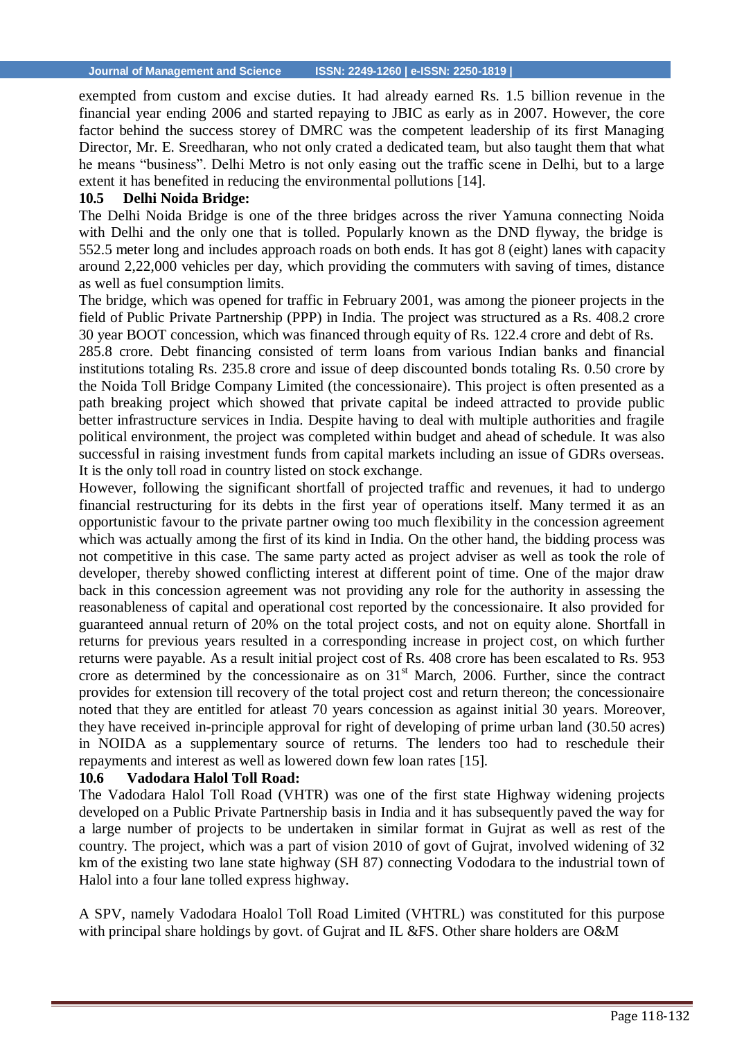exempted from custom and excise duties. It had already earned Rs. 1.5 billion revenue in the financial year ending 2006 and started repaying to JBIC as early as in 2007. However, the core factor behind the success storey of DMRC was the competent leadership of its first Managing Director, Mr. E. Sreedharan, who not only crated a dedicated team, but also taught them that what he means "business". Delhi Metro is not only easing out the traffic scene in Delhi, but to a large extent it has benefited in reducing the environmental pollutions [14].

### 10.5 Delhi Noida Bridge:

The Delhi Noida Bridge is one of the three bridges across the river Yamuna connecting Noida with Delhi and the only one that is tolled. Popularly known as the DND flyway, the bridge is 552.5 meter long and includes approach roads on both ends. It has got 8 (eight) lanes with capacity around 2,22,000 vehicles per day, which providing the commuters with saving of times, distance as well as fuel consumption limits.

The bridge, which was opened for traffic in February 2001, was among the pioneer projects in the field of Public Private Partnership (PPP) in India. The project was structured as a Rs. 408.2 crore 30 year BOOT concession, which was financed through equity of Rs. 122.4 crore and debt of Rs. 285.8 crore. Debt financing consisted of term loans from various Indian banks and financial institutions totaling Rs. 235.8 crore and issue of deep discounted bonds totaling Rs. 0.50 crore by the Noida Toll Bridge Company Limited (the concessionaire). This project is often presented as a path breaking project which showed that private capital be indeed attracted to provide public better infrastructure services in India. Despite having to deal with multiple authorities and fragile political environment, the project was completed within budget and ahead of schedule. It was also successful in raising investment funds from capital markets including an issue of GDRs overseas. It is the only toll road in country listed on stock exchange.

However, following the significant shortfall of projected traffic and revenues, it had to undergo financial restructuring for its debts in the first year of operations itself. Many termed it as an opportunistic favour to the private partner owing too much flexibility in the concession agreement which was actually among the first of its kind in India. On the other hand, the bidding process was not competitive in this case. The same party acted as project adviser as well as took the role of developer, thereby showed conflicting interest at different point of time. One of the major draw back in this concession agreement was not providing any role for the authority in assessing the reasonableness of capital and operational cost reported by the concessionaire. It also provided for guaranteed annual return of 20% on the total project costs, and not on equity alone. Shortfall in returns for previous years resulted in a corresponding increase in project cost, on which further returns were payable. As a result initial project cost of Rs. 408 crore has been escalated to Rs. 953 crore as determined by the concessionaire as on 31st March, 2006. Further, since the contract provides for extension till recovery of the total project cost and return thereon; the concessionaire noted that they are entitled for atleast 70 years concession as against initial 30 years. Moreover, they have received in-principle approval for right of developing of prime urban land (30.50 acres) in NOIDA as a supplementary source of returns. The lenders too had to reschedule their repayments and interest as well as lowered down few loan rates [15].

### 10.6 Vadodara Halol Toll Road:

The Vadodara Halol Toll Road (VHTR) was one of the first state Highway widening projects developed on a Public Private Partnership basis in India and it has subsequently paved the way for a large number of projects to be undertaken in similar format in Gujrat as well as rest of the country. The project, which was a part of vision 2010 of govt of Gujrat, involved widening of 32 km of the existing two lane state highway (SH 87) connecting Vododara to the industrial town of Halol into a four lane tolled express highway.

A SPV, namely Vadodara Hoalol Toll Road Limited (VHTRL) was constituted for this purpose with principal share holdings by govt. of Gujrat and IL &FS. Other share holders are O&M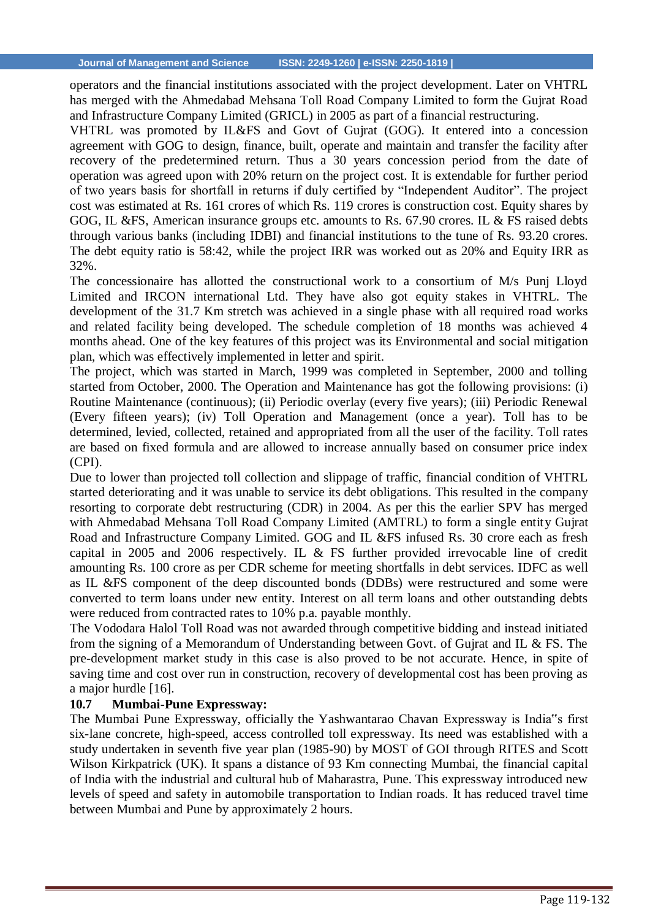operators and the financial institutions associated with the project development. Later on VHTRL has merged with the Ahmedabad Mehsana Toll Road Company Limited to form the Gujrat Road and Infrastructure Company Limited (GRICL) in 2005 as part of a financial restructuring.

VHTRL was promoted by IL&FS and Govt of Gujrat (GOG). It entered into a concession agreement with GOG to design, finance, built, operate and maintain and transfer the facility after recovery of the predetermined return. Thus a 30 years concession period from the date of operation was agreed upon with 20% return on the project cost. It is extendable for further period of two years basis for shortfall in returns if duly certified by "Independent Auditor". The project cost was estimated at Rs. 161 crores of which Rs. 119 crores is construction cost. Equity shares by GOG, IL &FS, American insurance groups etc. amounts to Rs. 67.90 crores. IL & FS raised debts through various banks (including IDBI) and financial institutions to the tune of Rs. 93.20 crores. The debt equity ratio is 58:42, while the project IRR was worked out as 20% and Equity IRR as 32%.

The concessionaire has allotted the constructional work to a consortium of M/s Punj Lloyd Limited and IRCON international Ltd. They have also got equity stakes in VHTRL. The development of the 31.7 Km stretch was achieved in a single phase with all required road works and related facility being developed. The schedule completion of 18 months was achieved 4 months ahead. One of the key features of this project was its Environmental and social mitigation plan, which was effectively implemented in letter and spirit.

The project, which was started in March, 1999 was completed in September, 2000 and tolling started from October, 2000. The Operation and Maintenance has got the following provisions: (i) Routine Maintenance (continuous); (ii) Periodic overlay (every five years); (iii) Periodic Renewal (Every fifteen years); (iv) Toll Operation and Management (once a year). Toll has to be determined, levied, collected, retained and appropriated from all the user of the facility. Toll rates are based on fixed formula and are allowed to increase annually based on consumer price index (CPI).

Due to lower than projected toll collection and slippage of traffic, financial condition of VHTRL started deteriorating and it was unable to service its debt obligations. This resulted in the company resorting to corporate debt restructuring (CDR) in 2004. As per this the earlier SPV has merged with Ahmedabad Mehsana Toll Road Company Limited (AMTRL) to form a single entity Gujrat Road and Infrastructure Company Limited. GOG and IL &FS infused Rs. 30 crore each as fresh capital in 2005 and 2006 respectively. IL & FS further provided irrevocable line of credit amounting Rs. 100 crore as per CDR scheme for meeting shortfalls in debt services. IDFC as well as IL &FS component of the deep discounted bonds (DDBs) were restructured and some were converted to term loans under new entity. Interest on all term loans and other outstanding debts were reduced from contracted rates to 10% p.a. payable monthly.

The Vododara Halol Toll Road was not awarded through competitive bidding and instead initiated from the signing of a Memorandum of Understanding between Govt. of Gujrat and IL & FS. The pre-development market study in this case is also proved to be not accurate. Hence, in spite of saving time and cost over run in construction, recovery of developmental cost has been proving as a major hurdle [16].

### 10.7 Mumbai-Pune Expressway:

The Mumbai Pune Expressway, officially the Yashwantarao Chavan Expressway is India"s first six-lane concrete, high-speed, access controlled toll expressway. Its need was established with a study undertaken in seventh five year plan (1985-90) by MOST of GOI through RITES and Scott Wilson Kirkpatrick (UK). It spans a distance of 93 Km connecting Mumbai, the financial capital of India with the industrial and cultural hub of Maharastra, Pune. This expressway introduced new levels of speed and safety in automobile transportation to Indian roads. It has reduced travel time between Mumbai and Pune by approximately 2 hours.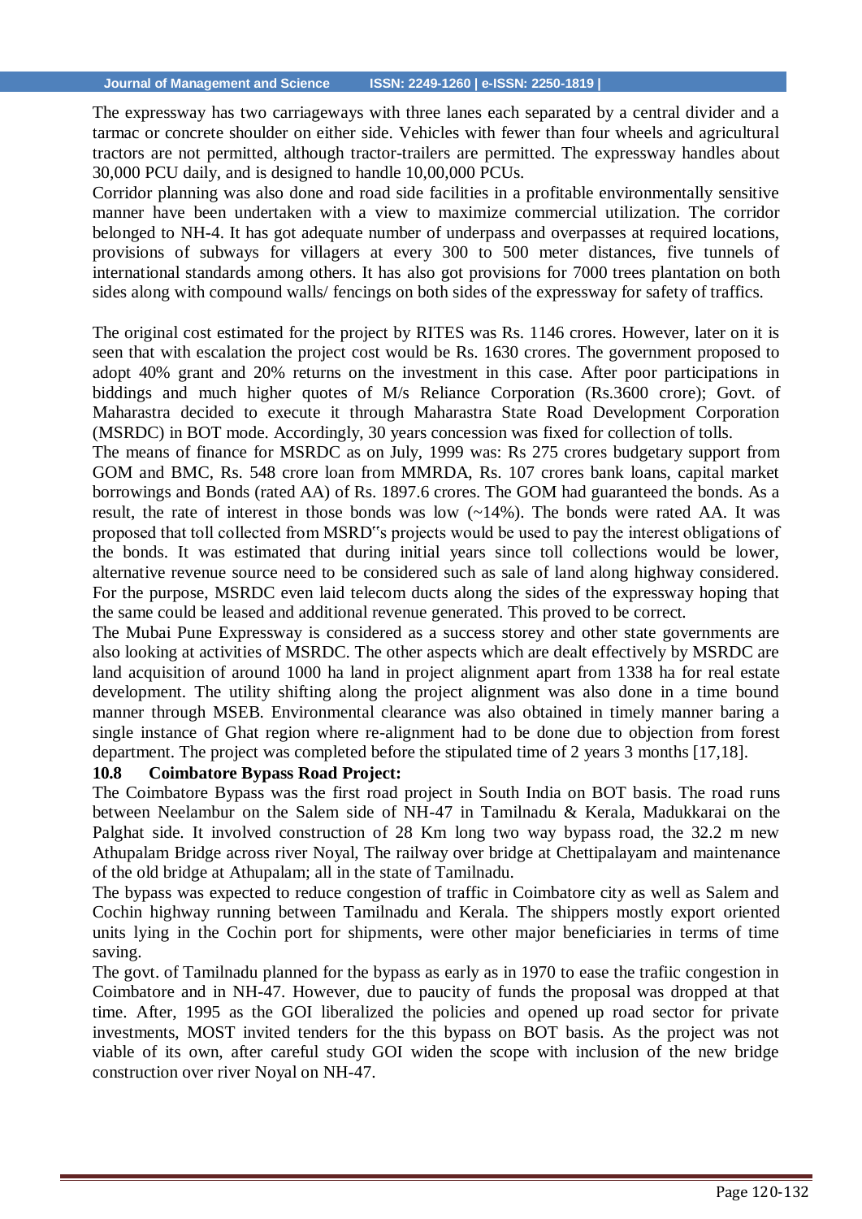The expressway has two carriageways with three lanes each separated by a central divider and a tarmac or concrete shoulder on either side. Vehicles with fewer than four wheels and agricultural tractors are not permitted, although tractor-trailers are permitted. The expressway handles about 30,000 PCU daily, and is designed to handle 10,00,000 PCUs.

Corridor planning was also done and road side facilities in a profitable environmentally sensitive manner have been undertaken with a view to maximize commercial utilization. The corridor belonged to NH-4. It has got adequate number of underpass and overpasses at required locations, provisions of subways for villagers at every 300 to 500 meter distances, five tunnels of international standards among others. It has also got provisions for 7000 trees plantation on both sides along with compound walls/ fencings on both sides of the expressway for safety of traffics.

The original cost estimated for the project by RITES was Rs. 1146 crores. However, later on it is seen that with escalation the project cost would be Rs. 1630 crores. The government proposed to adopt 40% grant and 20% returns on the investment in this case. After poor participations in biddings and much higher quotes of M/s Reliance Corporation (Rs.3600 crore); Govt. of Maharastra decided to execute it through Maharastra State Road Development Corporation (MSRDC) in BOT mode. Accordingly, 30 years concession was fixed for collection of tolls.

The means of finance for MSRDC as on July, 1999 was: Rs 275 crores budgetary support from GOM and BMC, Rs. 548 crore loan from MMRDA, Rs. 107 crores bank loans, capital market borrowings and Bonds (rated AA) of Rs. 1897.6 crores. The GOM had guaranteed the bonds. As a result, the rate of interest in those bonds was low (~14%). The bonds were rated AA. It was proposed that toll collected from MSRD"s projects would be used to pay the interest obligations of the bonds. It was estimated that during initial years since toll collections would be lower, alternative revenue source need to be considered such as sale of land along highway considered. For the purpose, MSRDC even laid telecom ducts along the sides of the expressway hoping that the same could be leased and additional revenue generated. This proved to be correct.

The Mubai Pune Expressway is considered as a success storey and other state governments are also looking at activities of MSRDC. The other aspects which are dealt effectively by MSRDC are land acquisition of around 1000 ha land in project alignment apart from 1338 ha for real estate development. The utility shifting along the project alignment was also done in a time bound manner through MSEB. Environmental clearance was also obtained in timely manner baring a single instance of Ghat region where re-alignment had to be done due to objection from forest department. The project was completed before the stipulated time of 2 years 3 months [17,18].

### 10.8 Coimbatore Bypass Road Project:

The Coimbatore Bypass was the first road project in South India on BOT basis. The road runs between Neelambur on the Salem side of NH-47 in Tamilnadu & Kerala, Madukkarai on the Palghat side. It involved construction of 28 Km long two way bypass road, the 32.2 m new Athupalam Bridge across river Noyal, The railway over bridge at Chettipalayam and maintenance of the old bridge at Athupalam; all in the state of Tamilnadu.

The bypass was expected to reduce congestion of traffic in Coimbatore city as well as Salem and Cochin highway running between Tamilnadu and Kerala. The shippers mostly export oriented units lying in the Cochin port for shipments, were other major beneficiaries in terms of time saving.

The govt. of Tamilnadu planned for the bypass as early as in 1970 to ease the trafiic congestion in Coimbatore and in NH-47. However, due to paucity of funds the proposal was dropped at that time. After, 1995 as the GOI liberalized the policies and opened up road sector for private investments, MOST invited tenders for the this bypass on BOT basis. As the project was not viable of its own, after careful study GOI widen the scope with inclusion of the new bridge construction over river Noyal on NH-47.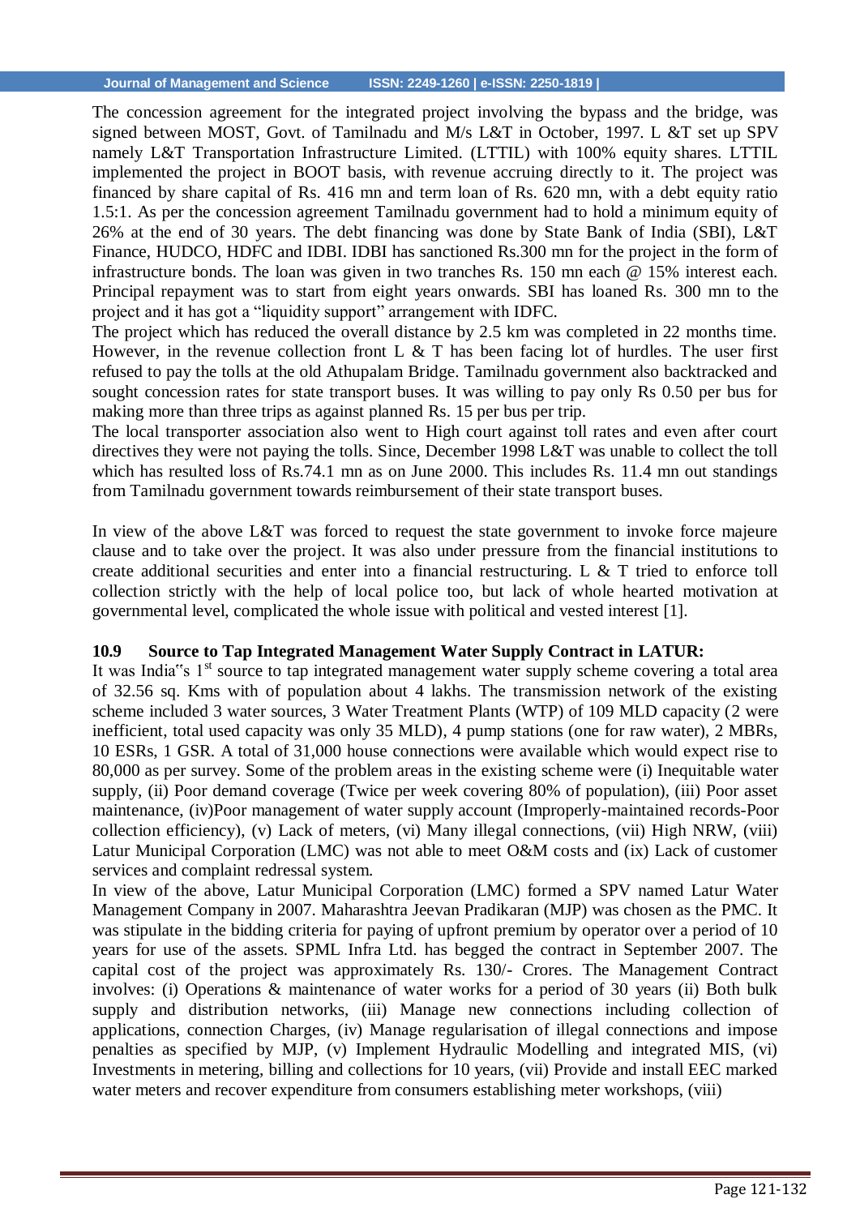The concession agreement for the integrated project involving the bypass and the bridge, was signed between MOST, Govt. of Tamilnadu and M/s L&T in October, 1997. L &T set up SPV namely L&T Transportation Infrastructure Limited. (LTTIL) with 100% equity shares. LTTIL implemented the project in BOOT basis, with revenue accruing directly to it. The project was financed by share capital of Rs. 416 mn and term loan of Rs. 620 mn, with a debt equity ratio 1.5:1. As per the concession agreement Tamilnadu government had to hold a minimum equity of 26% at the end of 30 years. The debt financing was done by State Bank of India (SBI), L&T Finance, HUDCO, HDFC and IDBI. IDBI has sanctioned Rs.300 mn for the project in the form of infrastructure bonds. The loan was given in two tranches Rs. 150 mn each @ 15% interest each. Principal repayment was to start from eight years onwards. SBI has loaned Rs. 300 mn to the project and it has got a "liquidity support" arrangement with IDFC.

The project which has reduced the overall distance by 2.5 km was completed in 22 months time. However, in the revenue collection front L & T has been facing lot of hurdles. The user first refused to pay the tolls at the old Athupalam Bridge. Tamilnadu government also backtracked and sought concession rates for state transport buses. It was willing to pay only Rs 0.50 per bus for making more than three trips as against planned Rs. 15 per bus per trip.

The local transporter association also went to High court against toll rates and even after court directives they were not paying the tolls. Since, December 1998 L&T was unable to collect the toll which has resulted loss of Rs.74.1 mn as on June 2000. This includes Rs. 11.4 mn out standings from Tamilnadu government towards reimbursement of their state transport buses.

In view of the above L&T was forced to request the state government to invoke force majeure clause and to take over the project. It was also under pressure from the financial institutions to create additional securities and enter into a financial restructuring. L & T tried to enforce toll collection strictly with the help of local police too, but lack of whole hearted motivation at governmental level, complicated the whole issue with political and vested interest [1].

### 10.9 Source to Tap Integrated Management Water Supply Contract in LATUR:

It was India"s 1st source to tap integrated management water supply scheme covering a total area of 32.56 sq. Kms with of population about 4 lakhs. The transmission network of the existing scheme included 3 water sources, 3 Water Treatment Plants (WTP) of 109 MLD capacity (2 were inefficient, total used capacity was only 35 MLD), 4 pump stations (one for raw water), 2 MBRs, 10 ESRs, 1 GSR. A total of 31,000 house connections were available which would expect rise to 80,000 as per survey. Some of the problem areas in the existing scheme were (i) Inequitable water supply, (ii) Poor demand coverage (Twice per week covering 80% of population), (iii) Poor asset maintenance, (iv)Poor management of water supply account (Improperly-maintained records-Poor collection efficiency), (v) Lack of meters, (vi) Many illegal connections, (vii) High NRW, (viii) Latur Municipal Corporation (LMC) was not able to meet O&M costs and (ix) Lack of customer services and complaint redressal system.

In view of the above, Latur Municipal Corporation (LMC) formed a SPV named Latur Water Management Company in 2007. Maharashtra Jeevan Pradikaran (MJP) was chosen as the PMC. It was stipulate in the bidding criteria for paying of upfront premium by operator over a period of 10 years for use of the assets. SPML Infra Ltd. has begged the contract in September 2007. The capital cost of the project was approximately Rs. 130/- Crores. The Management Contract involves: (i) Operations & maintenance of water works for a period of 30 years (ii) Both bulk supply and distribution networks, (iii) Manage new connections including collection of applications, connection Charges, (iv) Manage regularisation of illegal connections and impose penalties as specified by MJP, (v) Implement Hydraulic Modelling and integrated MIS, (vi) Investments in metering, billing and collections for 10 years, (vii) Provide and install EEC marked water meters and recover expenditure from consumers establishing meter workshops, (viii)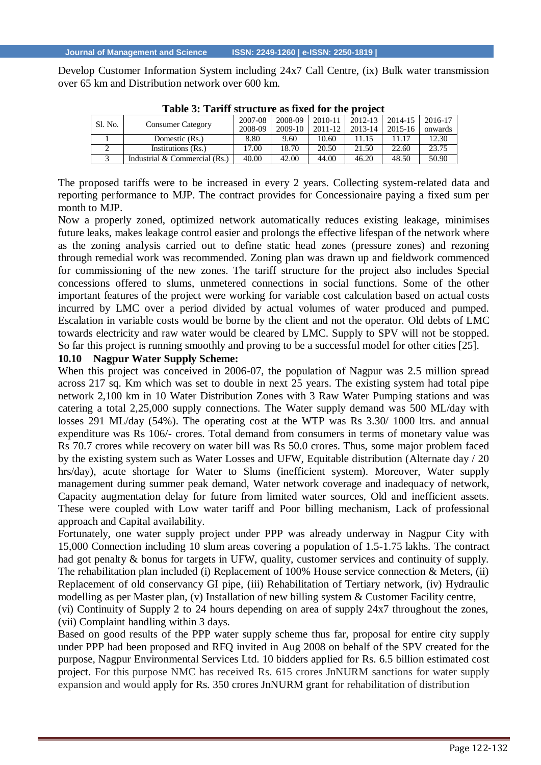Develop Customer Information System including 24x7 Call Centre, (ix) Bulk water transmission over 65 km and Distribution network over 600 km.

**Table 3: Tariff structure as fixed for the project**

| Sl. No. | Consumer Category | 2007-08 2008-09 | 2008-09 2009-10 | 2010-11 2011-12 | 2012-13 2013-14 | 2014-15 2015-16 | 2016-17 onwards |
|---|---|---|---|---|---|---|---|
| 1 | Domestic (Rs.) | 8.80 | 9.60 | 10.60 | 11.15 | 11.17 | 12.30 |
| 2 | Institutions (Rs.) | 17.00 | 18.70 | 20.50 | 21.50 | 22.60 | 23.75 |
| 3 | Industrial & Commercial (Rs.) | 40.00 | 42.00 | 44.00 | 46.20 | 48.50 | 50.90 |

The proposed tariffs were to be increased in every 2 years. Collecting system-related data and reporting performance to MJP. The contract provides for Concessionaire paying a fixed sum per month to MJP.

Now a properly zoned, optimized network automatically reduces existing leakage, minimises future leaks, makes leakage control easier and prolongs the effective lifespan of the network where as the zoning analysis carried out to define static head zones (pressure zones) and rezoning through remedial work was recommended. Zoning plan was drawn up and fieldwork commenced for commissioning of the new zones. The tariff structure for the project also includes Special concessions offered to slums, unmetered connections in social functions. Some of the other important features of the project were working for variable cost calculation based on actual costs incurred by LMC over a period divided by actual volumes of water produced and pumped. Escalation in variable costs would be borne by the client and not the operator. Old debts of LMC towards electricity and raw water would be cleared by LMC. Supply to SPV will not be stopped. So far this project is running smoothly and proving to be a successful model for other cities [25].

### 10.10 Nagpur Water Supply Scheme:

When this project was conceived in 2006-07, the population of Nagpur was 2.5 million spread across 217 sq. Km which was set to double in next 25 years. The existing system had total pipe network 2,100 km in 10 Water Distribution Zones with 3 Raw Water Pumping stations and was catering a total 2,25,000 supply connections. The Water supply demand was 500 ML/day with losses 291 ML/day (54%). The operating cost at the WTP was Rs 3.30/ 1000 ltrs. and annual expenditure was Rs 106/- crores. Total demand from consumers in terms of monetary value was Rs 70.7 crores while recovery on water bill was Rs 50.0 crores. Thus, some major problem faced by the existing system such as Water Losses and UFW, Equitable distribution (Alternate day / 20 hrs/day), acute shortage for Water to Slums (inefficient system). Moreover, Water supply management during summer peak demand, Water network coverage and inadequacy of network, Capacity augmentation delay for future from limited water sources, Old and inefficient assets. These were coupled with Low water tariff and Poor billing mechanism, Lack of professional approach and Capital availability.

Fortunately, one water supply project under PPP was already underway in Nagpur City with 15,000 Connection including 10 slum areas covering a population of 1.5-1.75 lakhs. The contract had got penalty & bonus for targets in UFW, quality, customer services and continuity of supply. The rehabilitation plan included (i) Replacement of 100% House service connection & Meters, (ii) Replacement of old conservancy GI pipe, (iii) Rehabilitation of Tertiary network, (iv) Hydraulic modelling as per Master plan, (v) Installation of new billing system & Customer Facility centre,
(vi) Continuity of Supply 2 to 24 hours depending on area of supply 24x7 throughout the zones, (vii) Complaint handling within 3 days.

Based on good results of the PPP water supply scheme thus far, proposal for entire city supply under PPP had been proposed and RFQ invited in Aug 2008 on behalf of the SPV created for the purpose, Nagpur Environmental Services Ltd. 10 bidders applied for Rs. 6.5 billion estimated cost project. For this purpose NMC has received Rs. 615 crores JnNURM sanctions for water supply expansion and would apply for Rs. 350 crores JnNURM grant for rehabilitation of distribution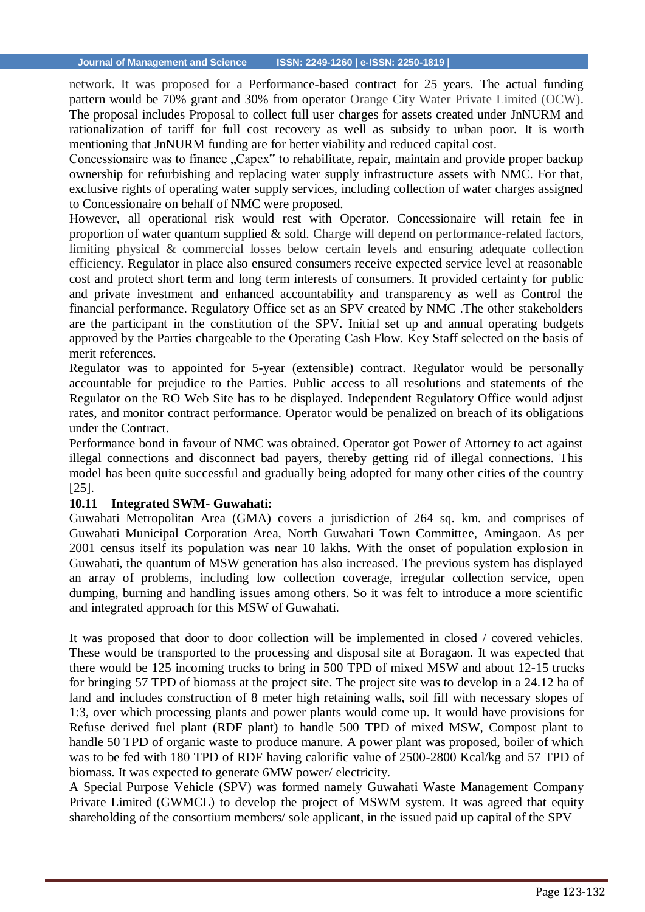network. It was proposed for a Performance-based contract for 25 years. The actual funding pattern would be 70% grant and 30% from operator Orange City Water Private Limited (OCW). The proposal includes Proposal to collect full user charges for assets created under JnNURM and rationalization of tariff for full cost recovery as well as subsidy to urban poor. It is worth mentioning that JnNURM funding are for better viability and reduced capital cost.

Concessionaire was to finance „Capex" to rehabilitate, repair, maintain and provide proper backup ownership for refurbishing and replacing water supply infrastructure assets with NMC. For that, exclusive rights of operating water supply services, including collection of water charges assigned to Concessionaire on behalf of NMC were proposed.

However, all operational risk would rest with Operator. Concessionaire will retain fee in proportion of water quantum supplied & sold. Charge will depend on performance-related factors, limiting physical & commercial losses below certain levels and ensuring adequate collection efficiency. Regulator in place also ensured consumers receive expected service level at reasonable cost and protect short term and long term interests of consumers. It provided certainty for public and private investment and enhanced accountability and transparency as well as Control the financial performance. Regulatory Office set as an SPV created by NMC .The other stakeholders are the participant in the constitution of the SPV. Initial set up and annual operating budgets approved by the Parties chargeable to the Operating Cash Flow. Key Staff selected on the basis of merit references.

Regulator was to appointed for 5-year (extensible) contract. Regulator would be personally accountable for prejudice to the Parties. Public access to all resolutions and statements of the Regulator on the RO Web Site has to be displayed. Independent Regulatory Office would adjust rates, and monitor contract performance. Operator would be penalized on breach of its obligations under the Contract.

Performance bond in favour of NMC was obtained. Operator got Power of Attorney to act against illegal connections and disconnect bad payers, thereby getting rid of illegal connections. This model has been quite successful and gradually being adopted for many other cities of the country [25].

**10.11 Integrated SWM- Guwahati:**

Guwahati Metropolitan Area (GMA) covers a jurisdiction of 264 sq. km. and comprises of Guwahati Municipal Corporation Area, North Guwahati Town Committee, Amingaon. As per 2001 census itself its population was near 10 lakhs. With the onset of population explosion in Guwahati, the quantum of MSW generation has also increased. The previous system has displayed an array of problems, including low collection coverage, irregular collection service, open dumping, burning and handling issues among others. So it was felt to introduce a more scientific and integrated approach for this MSW of Guwahati.

It was proposed that door to door collection will be implemented in closed / covered vehicles. These would be transported to the processing and disposal site at Boragaon. It was expected that there would be 125 incoming trucks to bring in 500 TPD of mixed MSW and about 12-15 trucks for bringing 57 TPD of biomass at the project site. The project site was to develop in a 24.12 ha of land and includes construction of 8 meter high retaining walls, soil fill with necessary slopes of 1:3, over which processing plants and power plants would come up. It would have provisions for Refuse derived fuel plant (RDF plant) to handle 500 TPD of mixed MSW, Compost plant to handle 50 TPD of organic waste to produce manure. A power plant was proposed, boiler of which was to be fed with 180 TPD of RDF having calorific value of 2500-2800 Kcal/kg and 57 TPD of biomass. It was expected to generate 6MW power/ electricity.

A Special Purpose Vehicle (SPV) was formed namely Guwahati Waste Management Company Private Limited (GWMCL) to develop the project of MSWM system. It was agreed that equity shareholding of the consortium members/ sole applicant, in the issued paid up capital of the SPV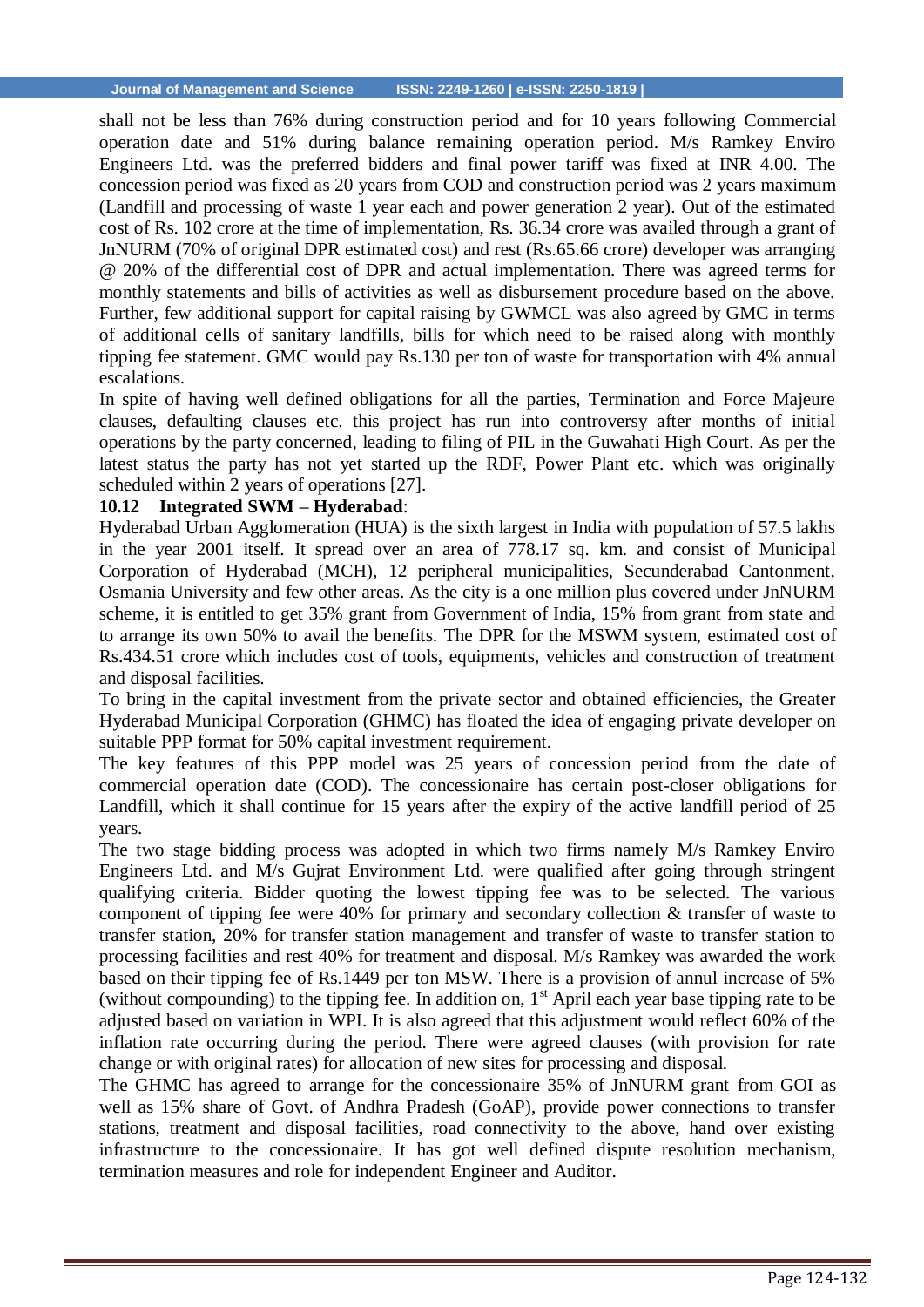shall not be less than 76% during construction period and for 10 years following Commercial operation date and 51% during balance remaining operation period. M/s Ramkey Enviro Engineers Ltd. was the preferred bidders and final power tariff was fixed at INR 4.00. The concession period was fixed as 20 years from COD and construction period was 2 years maximum (Landfill and processing of waste 1 year each and power generation 2 year). Out of the estimated cost of Rs. 102 crore at the time of implementation, Rs. 36.34 crore was availed through a grant of JnNURM (70% of original DPR estimated cost) and rest (Rs.65.66 crore) developer was arranging @ 20% of the differential cost of DPR and actual implementation. There was agreed terms for monthly statements and bills of activities as well as disbursement procedure based on the above. Further, few additional support for capital raising by GWMCL was also agreed by GMC in terms of additional cells of sanitary landfills, bills for which need to be raised along with monthly tipping fee statement. GMC would pay Rs.130 per ton of waste for transportation with 4% annual escalations.

In spite of having well defined obligations for all the parties, Termination and Force Majeure clauses, defaulting clauses etc. this project has run into controversy after months of initial operations by the party concerned, leading to filing of PIL in the Guwahati High Court. As per the latest status the party has not yet started up the RDF, Power Plant etc. which was originally scheduled within 2 years of operations [27].

### 10.12 Integrated SWM – Hyderabad:

Hyderabad Urban Agglomeration (HUA) is the sixth largest in India with population of 57.5 lakhs in the year 2001 itself. It spread over an area of 778.17 sq. km. and consist of Municipal Corporation of Hyderabad (MCH), 12 peripheral municipalities, Secunderabad Cantonment, Osmania University and few other areas. As the city is a one million plus covered under JnNURM scheme, it is entitled to get 35% grant from Government of India, 15% from grant from state and to arrange its own 50% to avail the benefits. The DPR for the MSWM system, estimated cost of Rs.434.51 crore which includes cost of tools, equipments, vehicles and construction of treatment and disposal facilities.

To bring in the capital investment from the private sector and obtained efficiencies, the Greater Hyderabad Municipal Corporation (GHMC) has floated the idea of engaging private developer on suitable PPP format for 50% capital investment requirement.

The key features of this PPP model was 25 years of concession period from the date of commercial operation date (COD). The concessionaire has certain post-closer obligations for Landfill, which it shall continue for 15 years after the expiry of the active landfill period of 25 years.

The two stage bidding process was adopted in which two firms namely M/s Ramkey Enviro Engineers Ltd. and M/s Gujrat Environment Ltd. were qualified after going through stringent qualifying criteria. Bidder quoting the lowest tipping fee was to be selected. The various component of tipping fee were 40% for primary and secondary collection & transfer of waste to transfer station, 20% for transfer station management and transfer of waste to transfer station to processing facilities and rest 40% for treatment and disposal. M/s Ramkey was awarded the work based on their tipping fee of Rs.1449 per ton MSW. There is a provision of annul increase of 5% (without compounding) to the tipping fee. In addition on, 1st April each year base tipping rate to be adjusted based on variation in WPI. It is also agreed that this adjustment would reflect 60% of the inflation rate occurring during the period. There were agreed clauses (with provision for rate change or with original rates) for allocation of new sites for processing and disposal.

The GHMC has agreed to arrange for the concessionaire 35% of JnNURM grant from GOI as well as 15% share of Govt. of Andhra Pradesh (GoAP), provide power connections to transfer stations, treatment and disposal facilities, road connectivity to the above, hand over existing infrastructure to the concessionaire. It has got well defined dispute resolution mechanism, termination measures and role for independent Engineer and Auditor.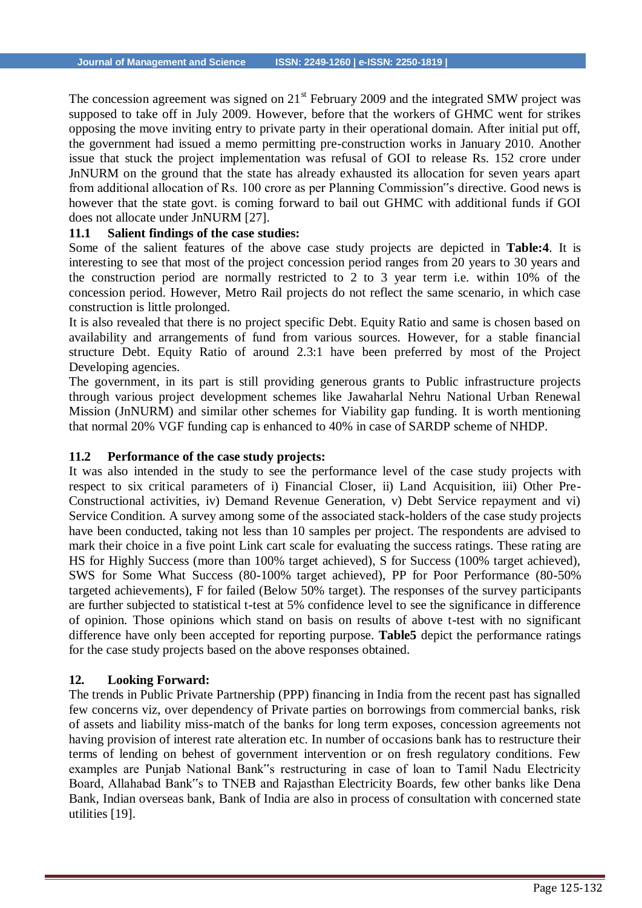The concession agreement was signed on 21st February 2009 and the integrated SMW project was supposed to take off in July 2009. However, before that the workers of GHMC went for strikes opposing the move inviting entry to private party in their operational domain. After initial put off, the government had issued a memo permitting pre-construction works in January 2010. Another issue that stuck the project implementation was refusal of GOI to release Rs. 152 crore under JnNURM on the ground that the state has already exhausted its allocation for seven years apart from additional allocation of Rs. 100 crore as per Planning Commission"s directive. Good news is however that the state govt. is coming forward to bail out GHMC with additional funds if GOI does not allocate under JnNURM [27].

### 11.1 Salient findings of the case studies:

Some of the salient features of the above case study projects are depicted in **Table:4**. It is interesting to see that most of the project concession period ranges from 20 years to 30 years and the construction period are normally restricted to 2 to 3 year term i.e. within 10% of the concession period. However, Metro Rail projects do not reflect the same scenario, in which case construction is little prolonged.

It is also revealed that there is no project specific Debt. Equity Ratio and same is chosen based on availability and arrangements of fund from various sources. However, for a stable financial structure Debt. Equity Ratio of around 2.3:1 have been preferred by most of the Project Developing agencies.

The government, in its part is still providing generous grants to Public infrastructure projects through various project development schemes like Jawaharlal Nehru National Urban Renewal Mission (JnNURM) and similar other schemes for Viability gap funding. It is worth mentioning that normal 20% VGF funding cap is enhanced to 40% in case of SARDP scheme of NHDP.

### 11.2 Performance of the case study projects:

It was also intended in the study to see the performance level of the case study projects with respect to six critical parameters of i) Financial Closer, ii) Land Acquisition, iii) Other Pre-Constructional activities, iv) Demand Revenue Generation, v) Debt Service repayment and vi) Service Condition. A survey among some of the associated stack-holders of the case study projects have been conducted, taking not less than 10 samples per project. The respondents are advised to mark their choice in a five point Link cart scale for evaluating the success ratings. These rating are HS for Highly Success (more than 100% target achieved), S for Success (100% target achieved), SWS for Some What Success (80-100% target achieved), PP for Poor Performance (80-50% targeted achievements), F for failed (Below 50% target). The responses of the survey participants are further subjected to statistical t-test at 5% confidence level to see the significance in difference of opinion. Those opinions which stand on basis on results of above t-test with no significant difference have only been accepted for reporting purpose. **Table5** depict the performance ratings for the case study projects based on the above responses obtained.

## 12. Looking Forward:

The trends in Public Private Partnership (PPP) financing in India from the recent past has signalled few concerns viz, over dependency of Private parties on borrowings from commercial banks, risk of assets and liability miss-match of the banks for long term exposes, concession agreements not having provision of interest rate alteration etc. In number of occasions bank has to restructure their terms of lending on behest of government intervention or on fresh regulatory conditions. Few examples are Punjab National Bank"s restructuring in case of loan to Tamil Nadu Electricity Board, Allahabad Bank"s to TNEB and Rajasthan Electricity Boards, few other banks like Dena Bank, Indian overseas bank, Bank of India are also in process of consultation with concerned state utilities [19].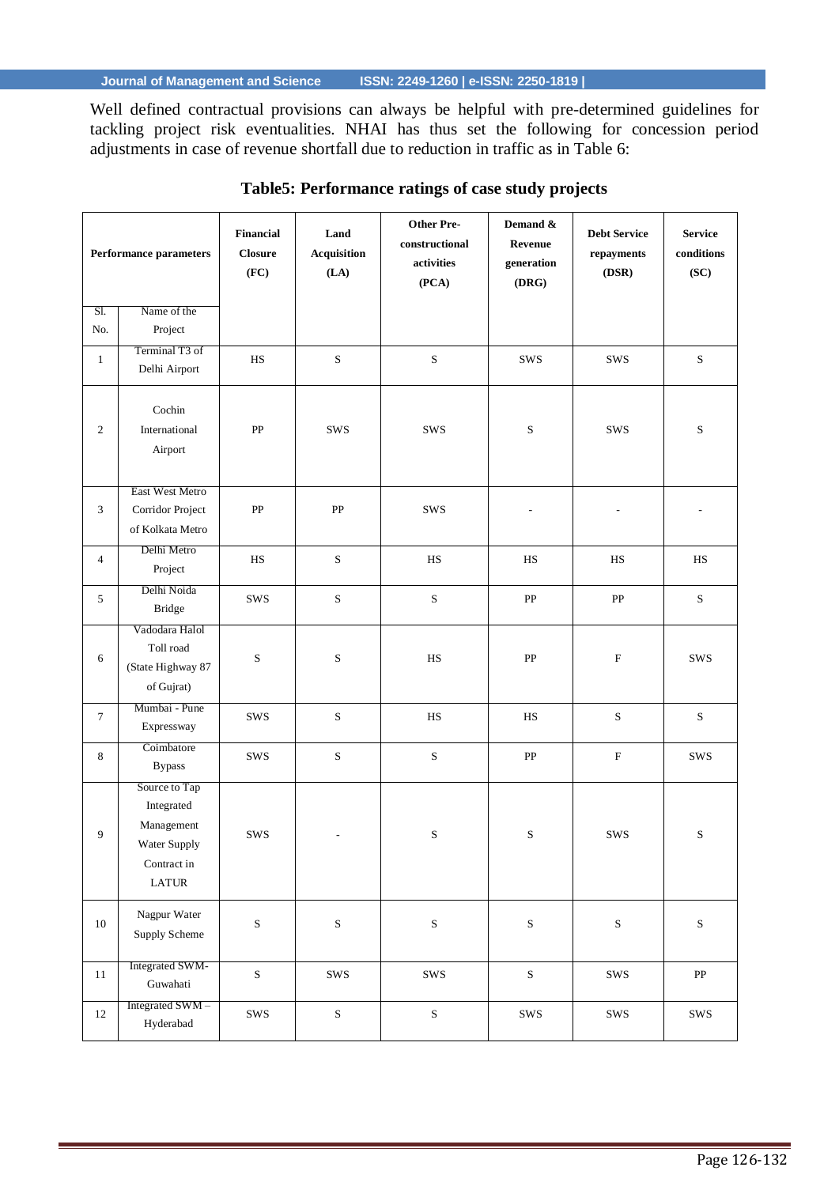Well defined contractual provisions can always be helpful with pre-determined guidelines for tackling project risk eventualities. NHAI has thus set the following for concession period adjustments in case of revenue shortfall due to reduction in traffic as in Table 6:

**Table5: Performance ratings of case study projects**

| Sl. No. | Performance parameters / Name of the Project | Financial Closure (FC) | Land Acquisition (LA) | Other Pre-constructional activities (PCA) | Demand & Revenue generation (DRG) | Debt Service repayments (DSR) | Service conditions (SC) |
|---|---|---|---|---|---|---|---|
| 1 | Terminal T3 of Delhi Airport | HS | S | S | SWS | SWS | S |
| 2 | Cochin International Airport | PP | SWS | SWS | S | SWS | S |
| 3 | East West Metro Corridor Project of Kolkata Metro | PP | PP | SWS | - | - | - |
| 4 | Delhi Metro Project | HS | S | HS | HS | HS | HS |
| 5 | Delhi Noida Bridge | SWS | S | S | PP | PP | S |
| 6 | Vadodara Halol Toll road (State Highway 87 of Gujrat) | S | S | HS | PP | F | SWS |
| 7 | Mumbai - Pune Expressway | SWS | S | HS | HS | S | S |
| 8 | Coimbatore Bypass | SWS | S | S | PP | F | SWS |
| 9 | Source to Tap Integrated Management Water Supply Contract in LATUR | SWS | - | S | S | SWS | S |
| 10 | Nagpur Water Supply Scheme | S | S | S | S | S | S |
| 11 | Integrated SWM-Guwahati | S | SWS | SWS | S | SWS | PP |
| 12 | Integrated SWM – Hyderabad | SWS | S | S | SWS | SWS | SWS |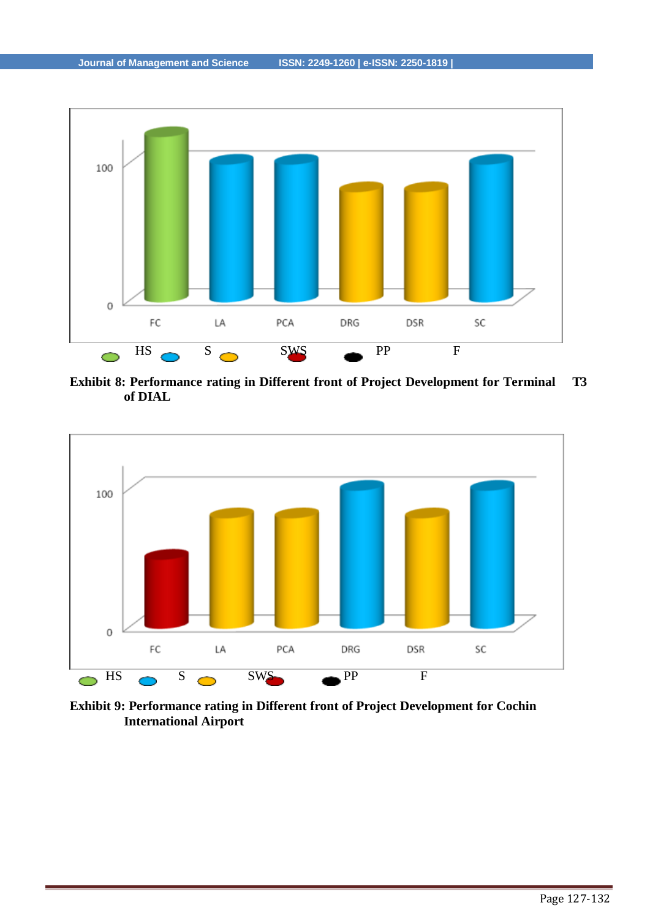| | FC | LA | PCA | DRG | DSR | SC |
|---|---|---|---|---|---|---|
| 100 | | | | | | |
| 0 | | | | | | |

HS S SWS PP F

**Exhibit 8: Performance rating in Different front of Project Development for Terminal T3 of DIAL**

| | FC | LA | PCA | DRG | DSR | SC |
|---|---|---|---|---|---|---|
| 100 | | | | | | |
| 0 | | | | | | |

HS S SWS PP F

**Exhibit 9: Performance rating in Different front of Project Development for Cochin International Airport**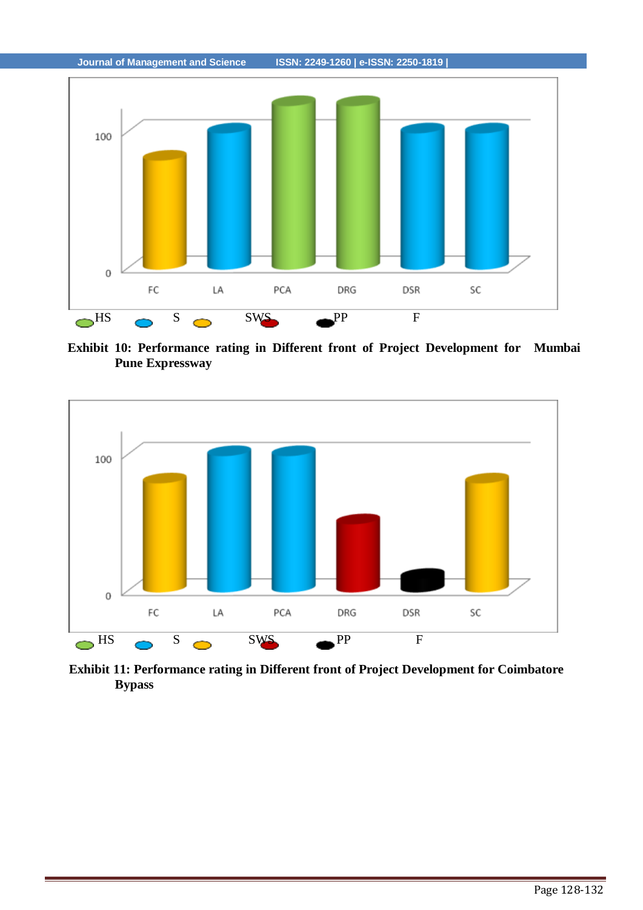100

0

FC LA PCA DRG DSR SC

HS S SWS PP F

**Exhibit 10: Performance rating in Different front of Project Development for Mumbai Pune Expressway**

100

0

FC LA PCA DRG DSR SC

HS S SWS PP F

**Exhibit 11: Performance rating in Different front of Project Development for Coimbatore Bypass**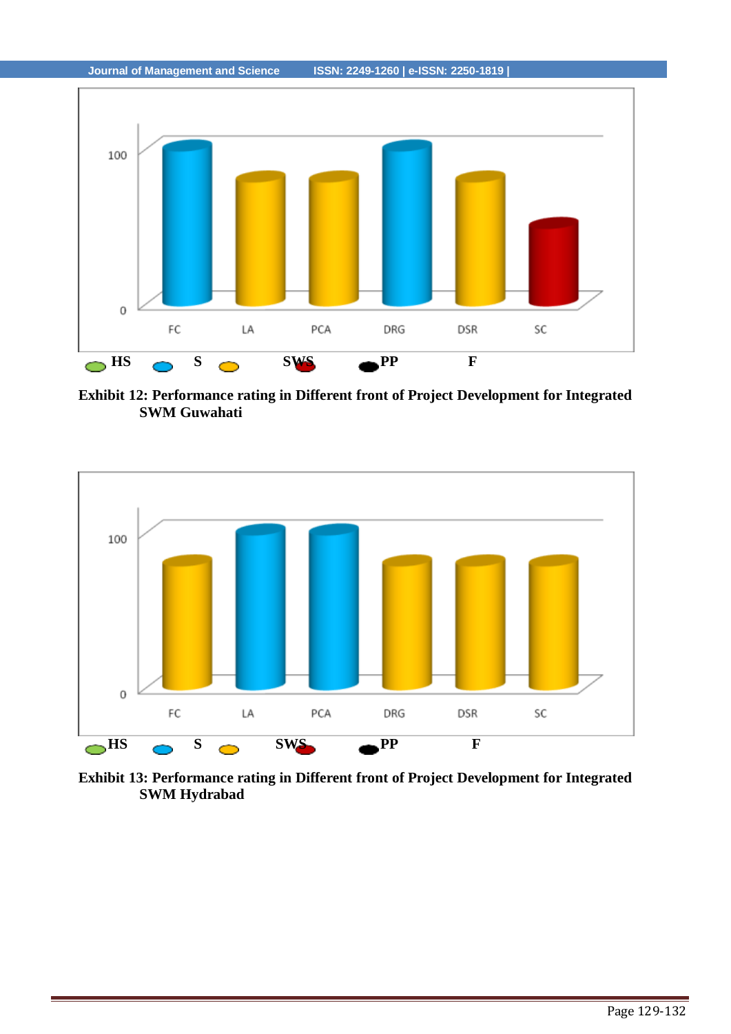HS S SWS PP F

**Exhibit 12: Performance rating in Different front of Project Development for Integrated SWM Guwahati**

HS S SWS PP F

**Exhibit 13: Performance rating in Different front of Project Development for Integrated SWM Hydrabad**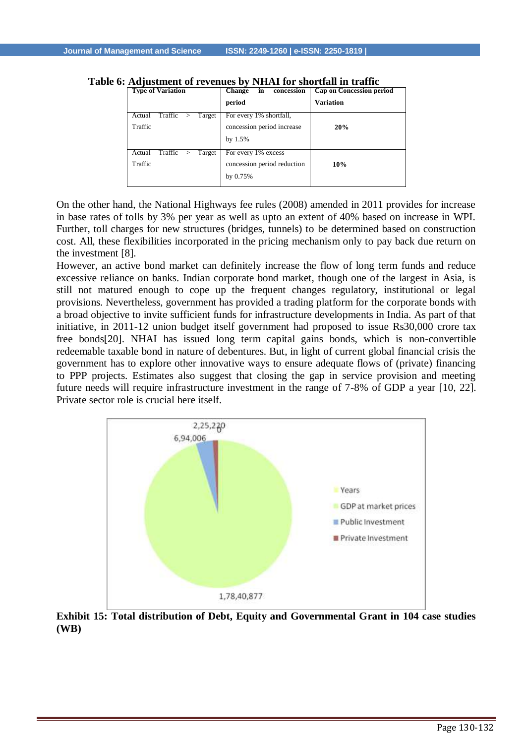**Table 6: Adjustment of revenues by NHAI for shortfall in traffic**

| Type of Variation | Change in concession period | Cap on Concession period Variation |
|---|---|---|
| Actual Traffic > Target Traffic | For every 1% shortfall, concession period increase by 1.5% | **20%** |
| Actual Traffic > Target Traffic | For every 1% excess concession period reduction by 0.75% | **10%** |

On the other hand, the National Highways fee rules (2008) amended in 2011 provides for increase in base rates of tolls by 3% per year as well as upto an extent of 40% based on increase in WPI. Further, toll charges for new structures (bridges, tunnels) to be determined based on construction cost. All, these flexibilities incorporated in the pricing mechanism only to pay back due return on the investment [8].

However, an active bond market can definitely increase the flow of long term funds and reduce excessive reliance on banks. Indian corporate bond market, though one of the largest in Asia, is still not matured enough to cope up the frequent changes regulatory, institutional or legal provisions. Nevertheless, government has provided a trading platform for the corporate bonds with a broad objective to invite sufficient funds for infrastructure developments in India. As part of that initiative, in 2011-12 union budget itself government had proposed to issue Rs30,000 crore tax free bonds[20]. NHAI has issued long term capital gains bonds, which is non-convertible redeemable taxable bond in nature of debentures. But, in light of current global financial crisis the government has to explore other innovative ways to ensure adequate flows of (private) financing to PPP projects. Estimates also suggest that closing the gap in service provision and meeting future needs will require infrastructure investment in the range of 7-8% of GDP a year [10, 22]. Private sector role is crucial here itself.

**Exhibit 15: Total distribution of Debt, Equity and Governmental Grant in 104 case studies (WB)**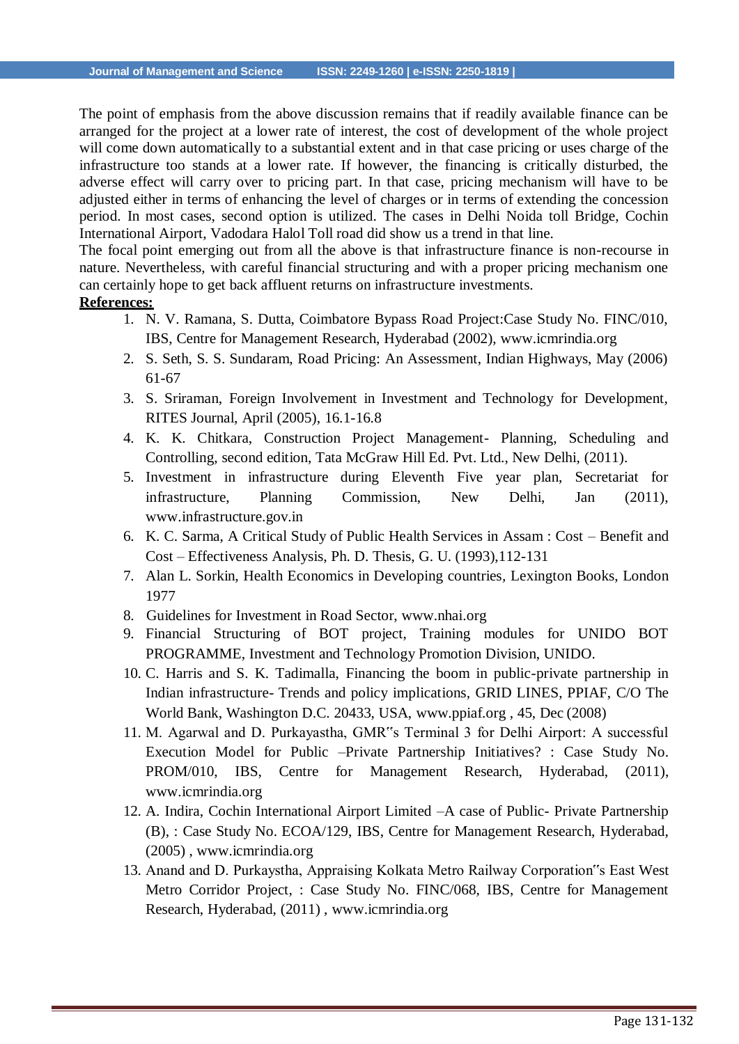The point of emphasis from the above discussion remains that if readily available finance can be arranged for the project at a lower rate of interest, the cost of development of the whole project will come down automatically to a substantial extent and in that case pricing or uses charge of the infrastructure too stands at a lower rate. If however, the financing is critically disturbed, the adverse effect will carry over to pricing part. In that case, pricing mechanism will have to be adjusted either in terms of enhancing the level of charges or in terms of extending the concession period. In most cases, second option is utilized. The cases in Delhi Noida toll Bridge, Cochin International Airport, Vadodara Halol Toll road did show us a trend in that line.

The focal point emerging out from all the above is that infrastructure finance is non-recourse in nature. Nevertheless, with careful financial structuring and with a proper pricing mechanism one can certainly hope to get back affluent returns on infrastructure investments.

**References:**

1. N. V. Ramana, S. Dutta, Coimbatore Bypass Road Project:Case Study No. FINC/010, IBS, Centre for Management Research, Hyderabad (2002), www.icmrindia.org
2. S. Seth, S. S. Sundaram, Road Pricing: An Assessment, Indian Highways, May (2006) 61-67
3. S. Sriraman, Foreign Involvement in Investment and Technology for Development, RITES Journal, April (2005), 16.1-16.8
4. K. K. Chitkara, Construction Project Management- Planning, Scheduling and Controlling, second edition, Tata McGraw Hill Ed. Pvt. Ltd., New Delhi, (2011).
5. Investment in infrastructure during Eleventh Five year plan, Secretariat for infrastructure, Planning Commission, New Delhi, Jan (2011), www.infrastructure.gov.in
6. K. C. Sarma, A Critical Study of Public Health Services in Assam : Cost – Benefit and Cost – Effectiveness Analysis, Ph. D. Thesis, G. U. (1993),112-131
7. Alan L. Sorkin, Health Economics in Developing countries, Lexington Books, London 1977
8. Guidelines for Investment in Road Sector, www.nhai.org
9. Financial Structuring of BOT project, Training modules for UNIDO BOT PROGRAMME, Investment and Technology Promotion Division, UNIDO.
10. C. Harris and S. K. Tadimalla, Financing the boom in public-private partnership in Indian infrastructure- Trends and policy implications, GRID LINES, PPIAF, C/O The World Bank, Washington D.C. 20433, USA, www.ppiaf.org , 45, Dec (2008)
11. M. Agarwal and D. Purkayastha, GMR"s Terminal 3 for Delhi Airport: A successful Execution Model for Public –Private Partnership Initiatives? : Case Study No. PROM/010, IBS, Centre for Management Research, Hyderabad, (2011), www.icmrindia.org
12. A. Indira, Cochin International Airport Limited –A case of Public- Private Partnership (B), : Case Study No. ECOA/129, IBS, Centre for Management Research, Hyderabad, (2005) , www.icmrindia.org
13. Anand and D. Purkaystha, Appraising Kolkata Metro Railway Corporation"s East West Metro Corridor Project, : Case Study No. FINC/068, IBS, Centre for Management Research, Hyderabad, (2011) , www.icmrindia.org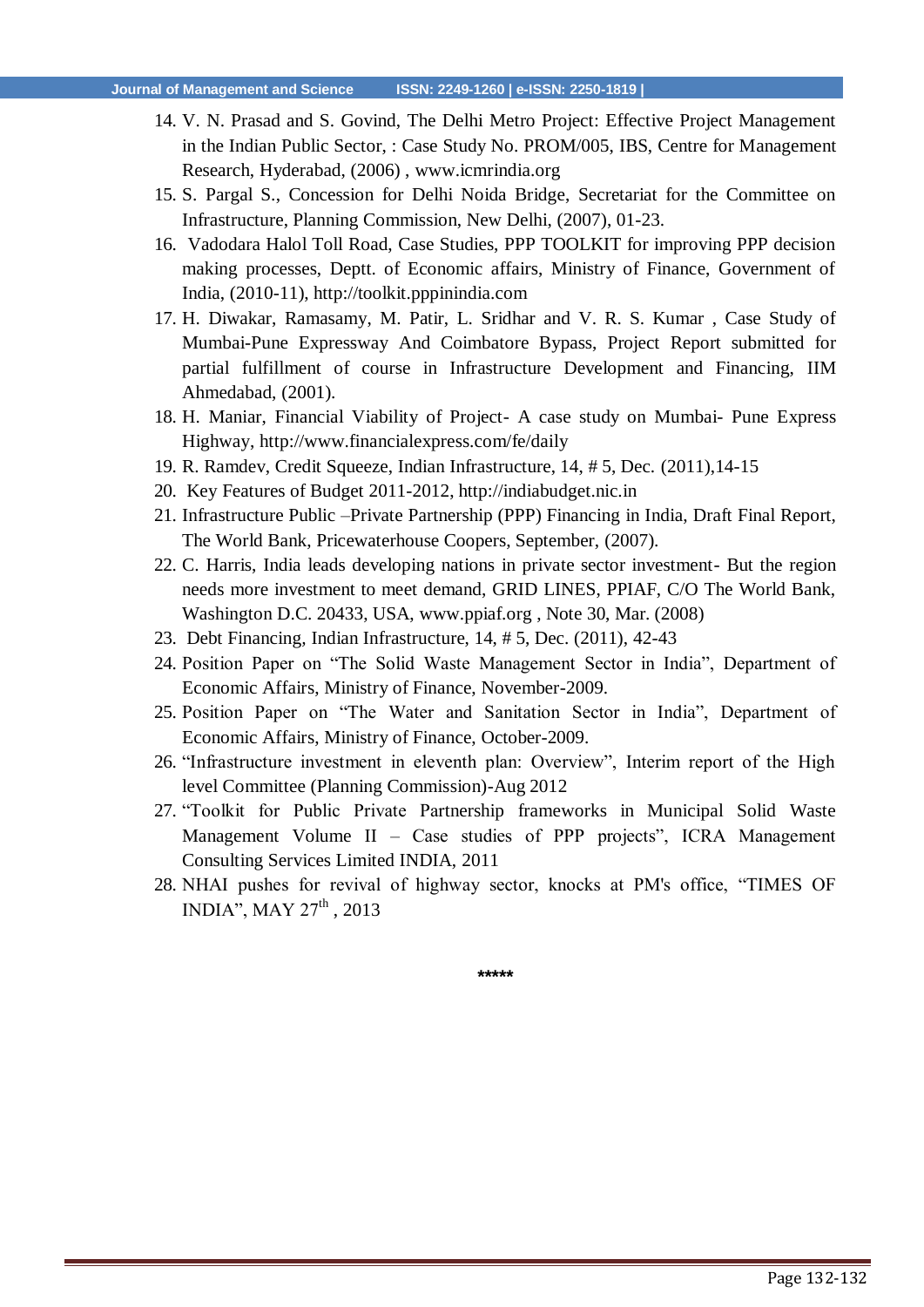14. V. N. Prasad and S. Govind, The Delhi Metro Project: Effective Project Management in the Indian Public Sector, : Case Study No. PROM/005, IBS, Centre for Management Research, Hyderabad, (2006) , www.icmrindia.org
15. S. Pargal S., Concession for Delhi Noida Bridge, Secretariat for the Committee on Infrastructure, Planning Commission, New Delhi, (2007), 01-23.
16. Vadodara Halol Toll Road, Case Studies, PPP TOOLKIT for improving PPP decision making processes, Deptt. of Economic affairs, Ministry of Finance, Government of India, (2010-11), http://toolkit.pppinindia.com
17. H. Diwakar, Ramasamy, M. Patir, L. Sridhar and V. R. S. Kumar , Case Study of Mumbai-Pune Expressway And Coimbatore Bypass, Project Report submitted for partial fulfillment of course in Infrastructure Development and Financing, IIM Ahmedabad, (2001).
18. H. Maniar, Financial Viability of Project- A case study on Mumbai- Pune Express Highway, http://www.financialexpress.com/fe/daily
19. R. Ramdev, Credit Squeeze, Indian Infrastructure, 14, # 5, Dec. (2011),14-15
20. Key Features of Budget 2011-2012, http://indiabudget.nic.in
21. Infrastructure Public –Private Partnership (PPP) Financing in India, Draft Final Report, The World Bank, Pricewaterhouse Coopers, September, (2007).
22. C. Harris, India leads developing nations in private sector investment- But the region needs more investment to meet demand, GRID LINES, PPIAF, C/O The World Bank, Washington D.C. 20433, USA, www.ppiaf.org , Note 30, Mar. (2008)
23. Debt Financing, Indian Infrastructure, 14, # 5, Dec. (2011), 42-43
24. Position Paper on "The Solid Waste Management Sector in India", Department of Economic Affairs, Ministry of Finance, November-2009.
25. Position Paper on "The Water and Sanitation Sector in India", Department of Economic Affairs, Ministry of Finance, October-2009.
26. "Infrastructure investment in eleventh plan: Overview", Interim report of the High level Committee (Planning Commission)-Aug 2012
27. "Toolkit for Public Private Partnership frameworks in Municipal Solid Waste Management Volume II – Case studies of PPP projects", ICRA Management Consulting Services Limited INDIA, 2011
28. NHAI pushes for revival of highway sector, knocks at PM's office, "TIMES OF INDIA", MAY 27th , 2013

*****